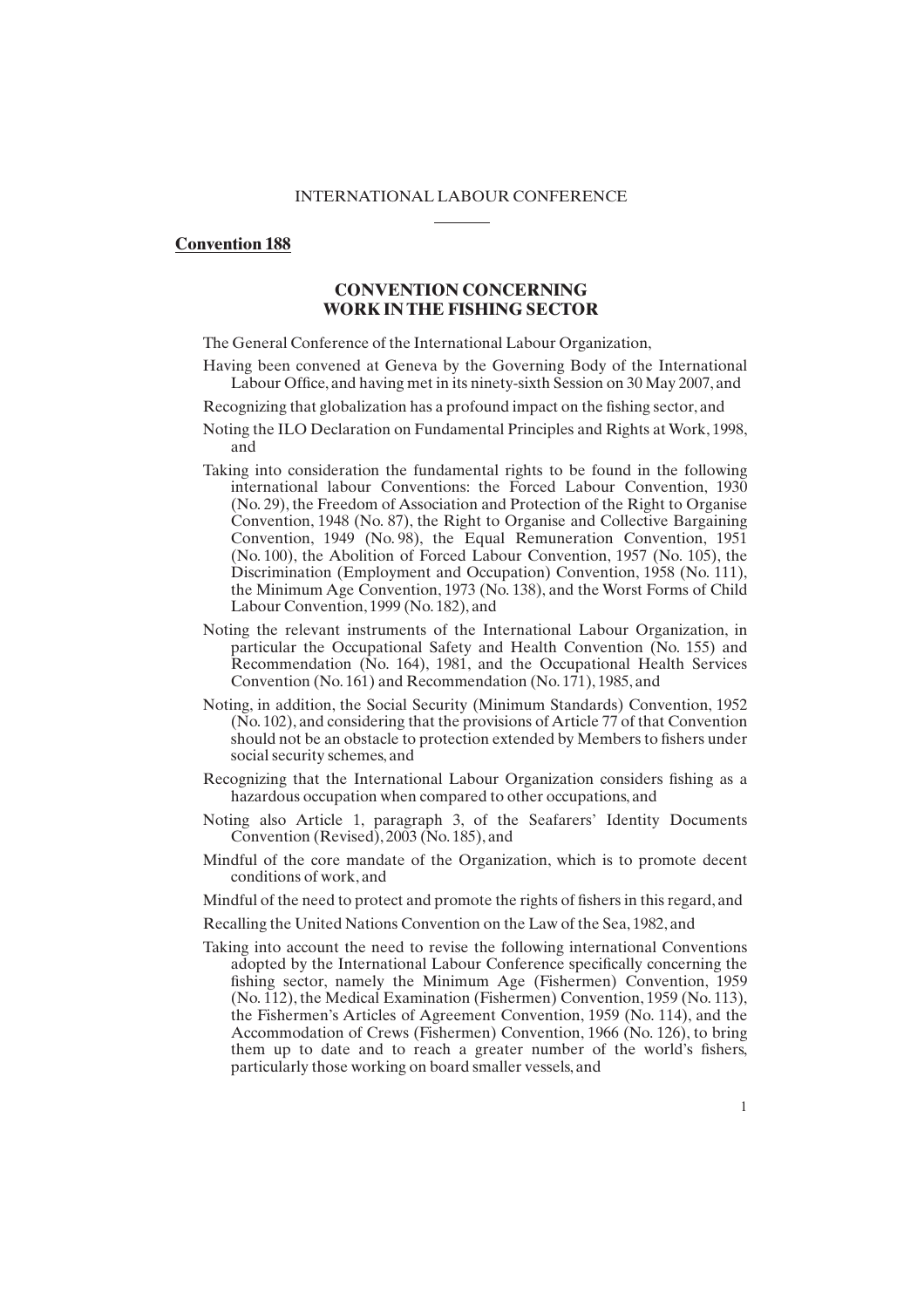INTERNATIONAL LABOUR CONFERENCE

**Convention 188**

## CONVENTION CONCERNING WORK IN THE FISHING SECTOR

The General Conference of the International Labour Organization,

Having been convened at Geneva by the Governing Body of the International Labour Office, and having met in its ninety-sixth Session on 30 May 2007, and

Recognizing that globalization has a profound impact on the fishing sector, and

Noting the ILO Declaration on Fundamental Principles and Rights at Work, 1998, and

Taking into consideration the fundamental rights to be found in the following international labour Conventions: the Forced Labour Convention, 1930 (No. 29), the Freedom of Association and Protection of the Right to Organise Convention, 1948 (No. 87), the Right to Organise and Collective Bargaining Convention, 1949 (No. 98), the Equal Remuneration Convention, 1951 (No. 100), the Abolition of Forced Labour Convention, 1957 (No. 105), the Discrimination (Employment and Occupation) Convention, 1958 (No. 111), the Minimum Age Convention, 1973 (No. 138), and the Worst Forms of Child Labour Convention, 1999 (No. 182), and

Noting the relevant instruments of the International Labour Organization, in particular the Occupational Safety and Health Convention (No. 155) and Recommendation (No. 164), 1981, and the Occupational Health Services Convention (No. 161) and Recommendation (No. 171), 1985, and

Noting, in addition, the Social Security (Minimum Standards) Convention, 1952 (No. 102), and considering that the provisions of Article 77 of that Convention should not be an obstacle to protection extended by Members to fishers under social security schemes, and

Recognizing that the International Labour Organization considers fishing as a hazardous occupation when compared to other occupations, and

Noting also Article 1, paragraph 3, of the Seafarers' Identity Documents Convention (Revised), 2003 (No. 185), and

Mindful of the core mandate of the Organization, which is to promote decent conditions of work, and

Mindful of the need to protect and promote the rights of fishers in this regard, and

Recalling the United Nations Convention on the Law of the Sea, 1982, and

Taking into account the need to revise the following international Conventions adopted by the International Labour Conference specifically concerning the fishing sector, namely the Minimum Age (Fishermen) Convention, 1959 (No. 112), the Medical Examination (Fishermen) Convention, 1959 (No. 113), the Fishermen's Articles of Agreement Convention, 1959 (No. 114), and the Accommodation of Crews (Fishermen) Convention, 1966 (No. 126), to bring them up to date and to reach a greater number of the world's fishers, particularly those working on board smaller vessels, and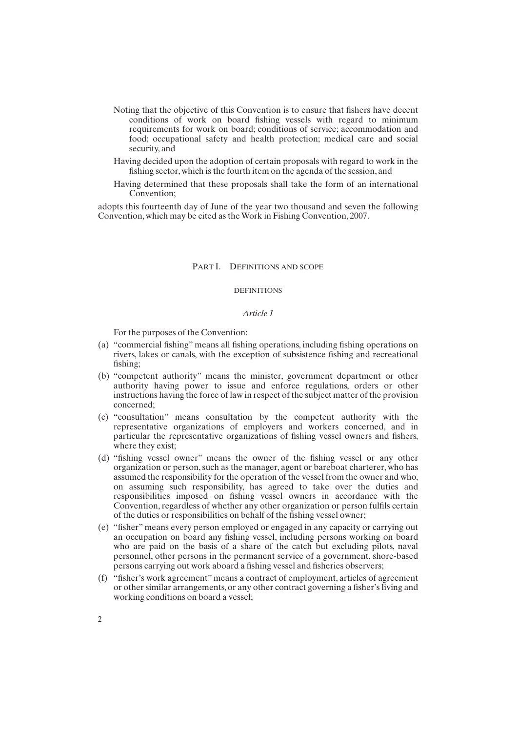Noting that the objective of this Convention is to ensure that fishers have decent conditions of work on board fishing vessels with regard to minimum requirements for work on board; conditions of service; accommodation and food; occupational safety and health protection; medical care and social security, and

Having decided upon the adoption of certain proposals with regard to work in the fishing sector, which is the fourth item on the agenda of the session, and

Having determined that these proposals shall take the form of an international Convention;

adopts this fourteenth day of June of the year two thousand and seven the following Convention, which may be cited as the Work in Fishing Convention, 2007.

## PART I. DEFINITIONS AND SCOPE

### DEFINITIONS

*Article 1*

For the purposes of the Convention:

(a) "commercial fishing" means all fishing operations, including fishing operations on rivers, lakes or canals, with the exception of subsistence fishing and recreational fishing;

(b) "competent authority" means the minister, government department or other authority having power to issue and enforce regulations, orders or other instructions having the force of law in respect of the subject matter of the provision concerned;

(c) "consultation" means consultation by the competent authority with the representative organizations of employers and workers concerned, and in particular the representative organizations of fishing vessel owners and fishers, where they exist;

(d) "fishing vessel owner" means the owner of the fishing vessel or any other organization or person, such as the manager, agent or bareboat charterer, who has assumed the responsibility for the operation of the vessel from the owner and who, on assuming such responsibility, has agreed to take over the duties and responsibilities imposed on fishing vessel owners in accordance with the Convention, regardless of whether any other organization or person fulfils certain of the duties or responsibilities on behalf of the fishing vessel owner;

(e) "fisher" means every person employed or engaged in any capacity or carrying out an occupation on board any fishing vessel, including persons working on board who are paid on the basis of a share of the catch but excluding pilots, naval personnel, other persons in the permanent service of a government, shore-based persons carrying out work aboard a fishing vessel and fisheries observers;

(f) "fisher's work agreement" means a contract of employment, articles of agreement or other similar arrangements, or any other contract governing a fisher's living and working conditions on board a vessel;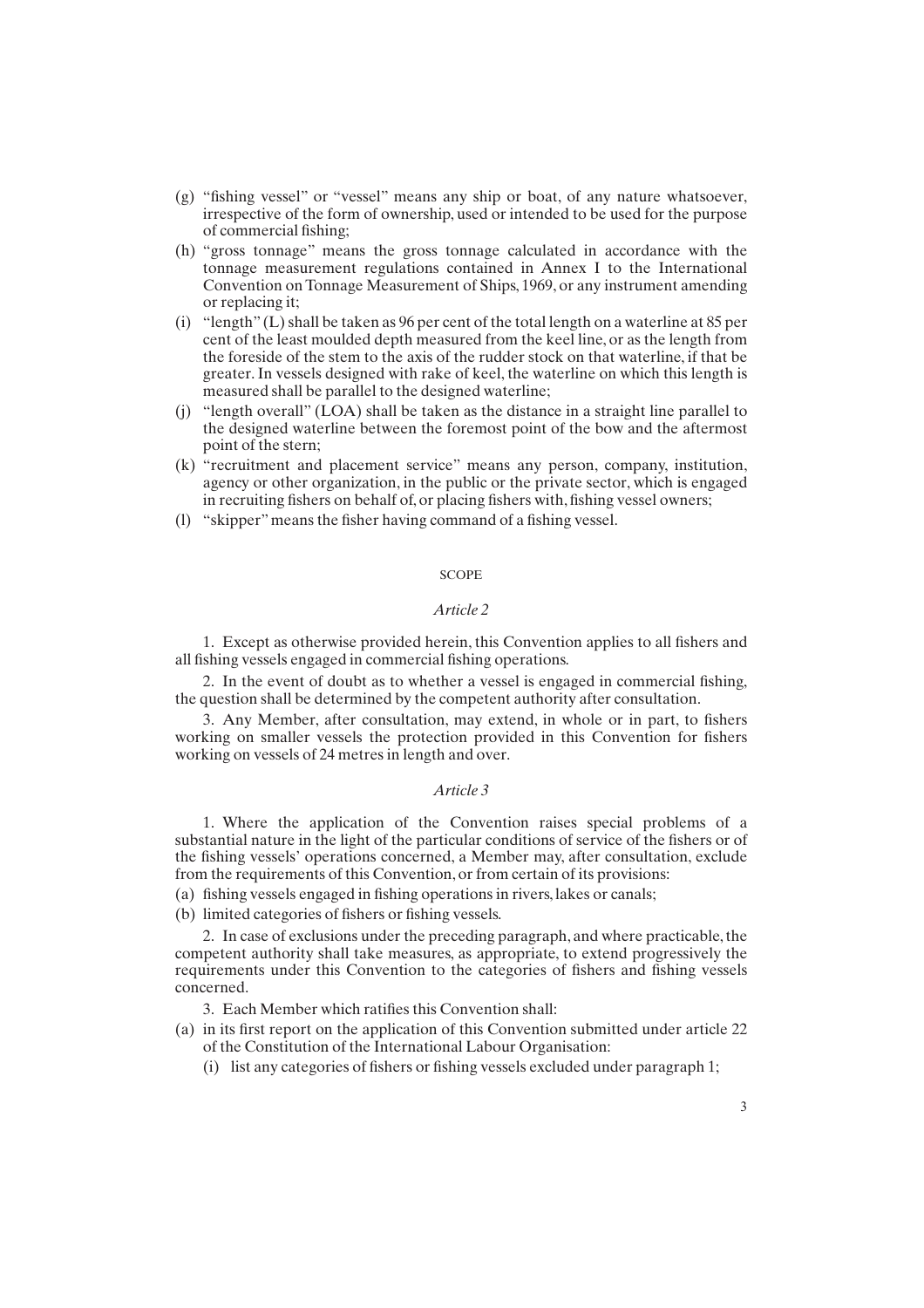(g) "fishing vessel" or "vessel" means any ship or boat, of any nature whatsoever, irrespective of the form of ownership, used or intended to be used for the purpose of commercial fishing;

(h) "gross tonnage" means the gross tonnage calculated in accordance with the tonnage measurement regulations contained in Annex I to the International Convention on Tonnage Measurement of Ships, 1969, or any instrument amending or replacing it;

(i) "length" (L) shall be taken as 96 per cent of the total length on a waterline at 85 per cent of the least moulded depth measured from the keel line, or as the length from the foreside of the stem to the axis of the rudder stock on that waterline, if that be greater. In vessels designed with rake of keel, the waterline on which this length is measured shall be parallel to the designed waterline;

(j) "length overall" (LOA) shall be taken as the distance in a straight line parallel to the designed waterline between the foremost point of the bow and the aftermost point of the stern;

(k) "recruitment and placement service" means any person, company, institution, agency or other organization, in the public or the private sector, which is engaged in recruiting fishers on behalf of, or placing fishers with, fishing vessel owners;

(l) "skipper" means the fisher having command of a fishing vessel.

## SCOPE

### *Article 2*

1. Except as otherwise provided herein, this Convention applies to all fishers and all fishing vessels engaged in commercial fishing operations.

2. In the event of doubt as to whether a vessel is engaged in commercial fishing, the question shall be determined by the competent authority after consultation.

3. Any Member, after consultation, may extend, in whole or in part, to fishers working on smaller vessels the protection provided in this Convention for fishers working on vessels of 24 metres in length and over.

### *Article 3*

1. Where the application of the Convention raises special problems of a substantial nature in the light of the particular conditions of service of the fishers or of the fishing vessels' operations concerned, a Member may, after consultation, exclude from the requirements of this Convention, or from certain of its provisions:

(a) fishing vessels engaged in fishing operations in rivers, lakes or canals;

(b) limited categories of fishers or fishing vessels.

2. In case of exclusions under the preceding paragraph, and where practicable, the competent authority shall take measures, as appropriate, to extend progressively the requirements under this Convention to the categories of fishers and fishing vessels concerned.

3. Each Member which ratifies this Convention shall:

(a) in its first report on the application of this Convention submitted under article 22 of the Constitution of the International Labour Organisation:

   (i) list any categories of fishers or fishing vessels excluded under paragraph 1;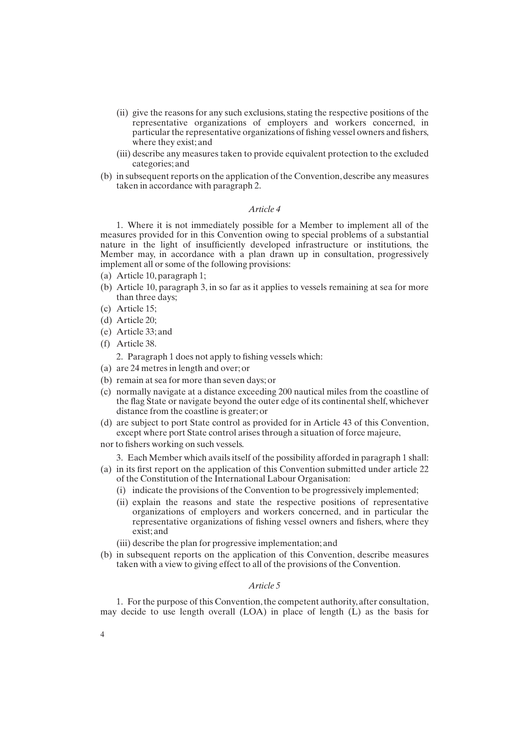(ii) give the reasons for any such exclusions, stating the respective positions of the representative organizations of employers and workers concerned, in particular the representative organizations of fishing vessel owners and fishers, where they exist; and

   (iii) describe any measures taken to provide equivalent protection to the excluded categories; and

(b) in subsequent reports on the application of the Convention, describe any measures taken in accordance with paragraph 2.

*Article 4*

1. Where it is not immediately possible for a Member to implement all of the measures provided for in this Convention owing to special problems of a substantial nature in the light of insufficiently developed infrastructure or institutions, the Member may, in accordance with a plan drawn up in consultation, progressively implement all or some of the following provisions:

(a) Article 10, paragraph 1;
(b) Article 10, paragraph 3, in so far as it applies to vessels remaining at sea for more than three days;
(c) Article 15;
(d) Article 20;
(e) Article 33; and
(f) Article 38.

2. Paragraph 1 does not apply to fishing vessels which:

(a) are 24 metres in length and over; or
(b) remain at sea for more than seven days; or
(c) normally navigate at a distance exceeding 200 nautical miles from the coastline of the flag State or navigate beyond the outer edge of its continental shelf, whichever distance from the coastline is greater; or
(d) are subject to port State control as provided for in Article 43 of this Convention, except where port State control arises through a situation of force majeure,

nor to fishers working on such vessels.

3. Each Member which avails itself of the possibility afforded in paragraph 1 shall:

(a) in its first report on the application of this Convention submitted under article 22 of the Constitution of the International Labour Organisation:

   (i) indicate the provisions of the Convention to be progressively implemented;

   (ii) explain the reasons and state the respective positions of representative organizations of employers and workers concerned, and in particular the representative organizations of fishing vessel owners and fishers, where they exist; and

   (iii) describe the plan for progressive implementation; and

(b) in subsequent reports on the application of this Convention, describe measures taken with a view to giving effect to all of the provisions of the Convention.

*Article 5*

1. For the purpose of this Convention, the competent authority, after consultation, may decide to use length overall (LOA) in place of length (L) as the basis for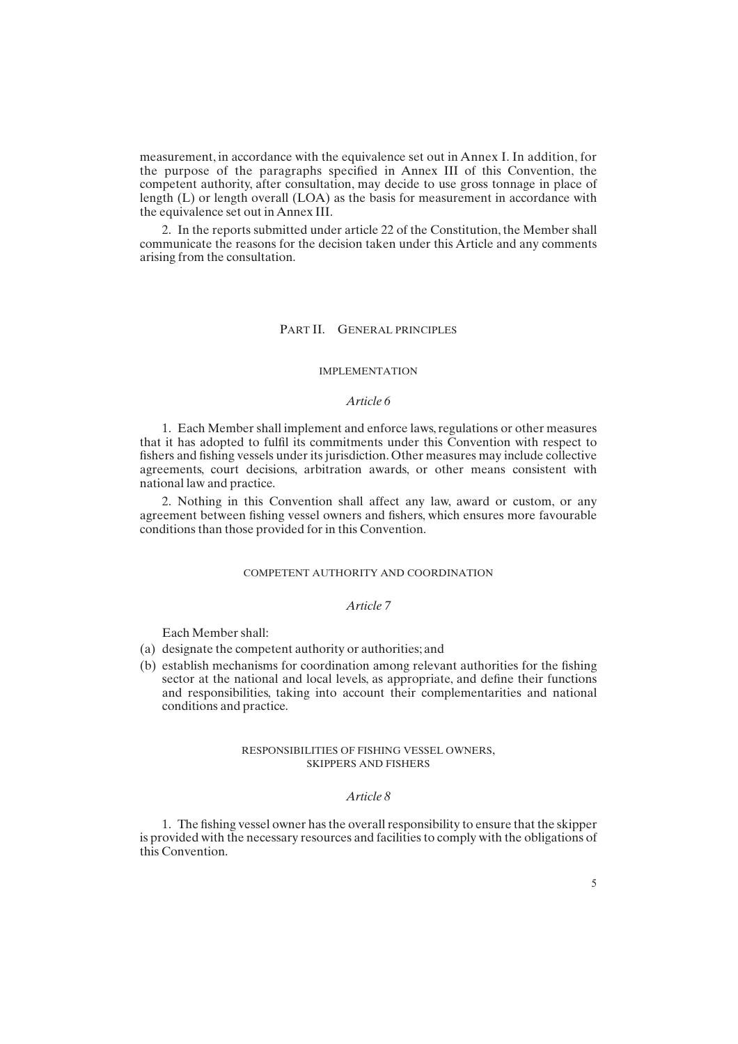measurement, in accordance with the equivalence set out in Annex I. In addition, for the purpose of the paragraphs specified in Annex III of this Convention, the competent authority, after consultation, may decide to use gross tonnage in place of length (L) or length overall (LOA) as the basis for measurement in accordance with the equivalence set out in Annex III.

2. In the reports submitted under article 22 of the Constitution, the Member shall communicate the reasons for the decision taken under this Article and any comments arising from the consultation.

## PART II. GENERAL PRINCIPLES

### IMPLEMENTATION

#### *Article 6*

1. Each Member shall implement and enforce laws, regulations or other measures that it has adopted to fulfil its commitments under this Convention with respect to fishers and fishing vessels under its jurisdiction. Other measures may include collective agreements, court decisions, arbitration awards, or other means consistent with national law and practice.

2. Nothing in this Convention shall affect any law, award or custom, or any agreement between fishing vessel owners and fishers, which ensures more favourable conditions than those provided for in this Convention.

### COMPETENT AUTHORITY AND COORDINATION

#### *Article 7*

Each Member shall:

(a) designate the competent authority or authorities; and

(b) establish mechanisms for coordination among relevant authorities for the fishing sector at the national and local levels, as appropriate, and define their functions and responsibilities, taking into account their complementarities and national conditions and practice.

### RESPONSIBILITIES OF FISHING VESSEL OWNERS, SKIPPERS AND FISHERS

#### *Article 8*

1. The fishing vessel owner has the overall responsibility to ensure that the skipper is provided with the necessary resources and facilities to comply with the obligations of this Convention.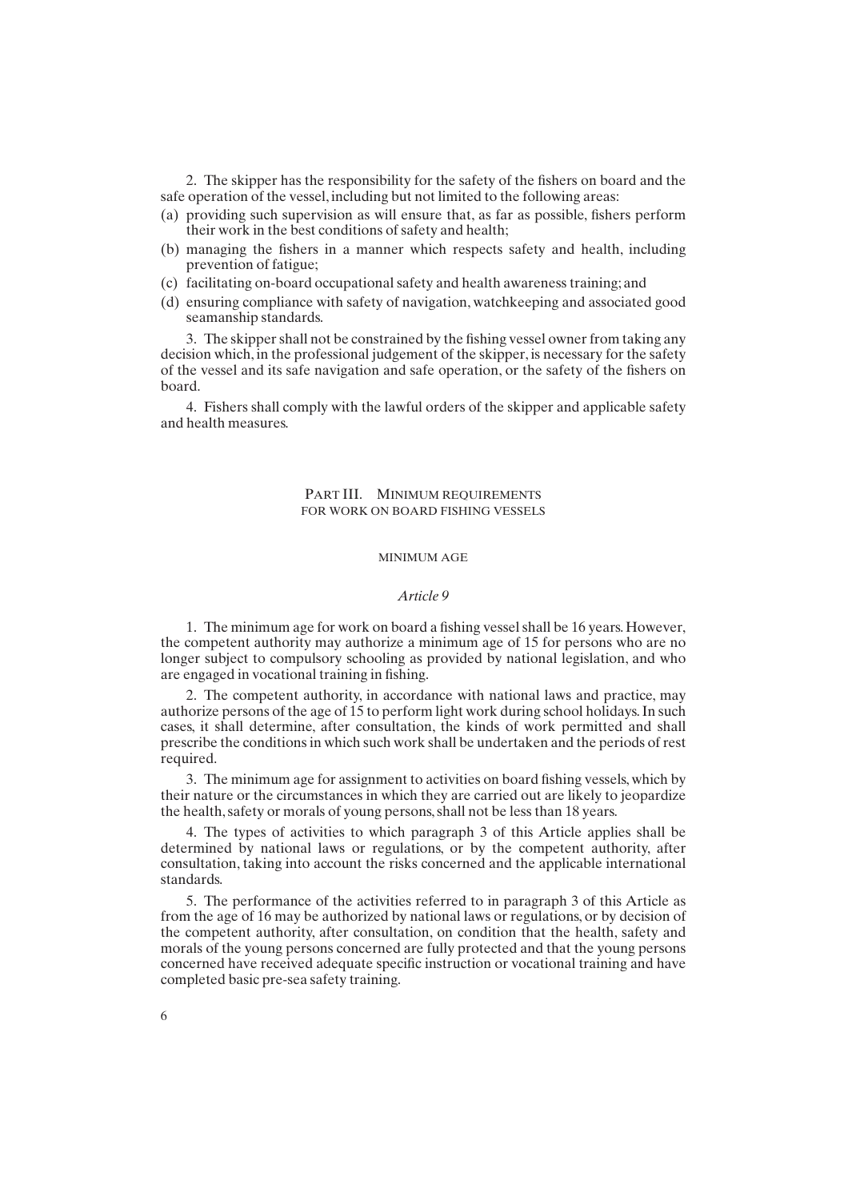2. The skipper has the responsibility for the safety of the fishers on board and the safe operation of the vessel, including but not limited to the following areas:

(a) providing such supervision as will ensure that, as far as possible, fishers perform their work in the best conditions of safety and health;
(b) managing the fishers in a manner which respects safety and health, including prevention of fatigue;
(c) facilitating on-board occupational safety and health awareness training; and
(d) ensuring compliance with safety of navigation, watchkeeping and associated good seamanship standards.

3. The skipper shall not be constrained by the fishing vessel owner from taking any decision which, in the professional judgement of the skipper, is necessary for the safety of the vessel and its safe navigation and safe operation, or the safety of the fishers on board.

4. Fishers shall comply with the lawful orders of the skipper and applicable safety and health measures.

## PART III. MINIMUM REQUIREMENTS FOR WORK ON BOARD FISHING VESSELS

### MINIMUM AGE

#### *Article 9*

1. The minimum age for work on board a fishing vessel shall be 16 years. However, the competent authority may authorize a minimum age of 15 for persons who are no longer subject to compulsory schooling as provided by national legislation, and who are engaged in vocational training in fishing.

2. The competent authority, in accordance with national laws and practice, may authorize persons of the age of 15 to perform light work during school holidays. In such cases, it shall determine, after consultation, the kinds of work permitted and shall prescribe the conditions in which such work shall be undertaken and the periods of rest required.

3. The minimum age for assignment to activities on board fishing vessels, which by their nature or the circumstances in which they are carried out are likely to jeopardize the health, safety or morals of young persons, shall not be less than 18 years.

4. The types of activities to which paragraph 3 of this Article applies shall be determined by national laws or regulations, or by the competent authority, after consultation, taking into account the risks concerned and the applicable international standards.

5. The performance of the activities referred to in paragraph 3 of this Article as from the age of 16 may be authorized by national laws or regulations, or by decision of the competent authority, after consultation, on condition that the health, safety and morals of the young persons concerned are fully protected and that the young persons concerned have received adequate specific instruction or vocational training and have completed basic pre-sea safety training.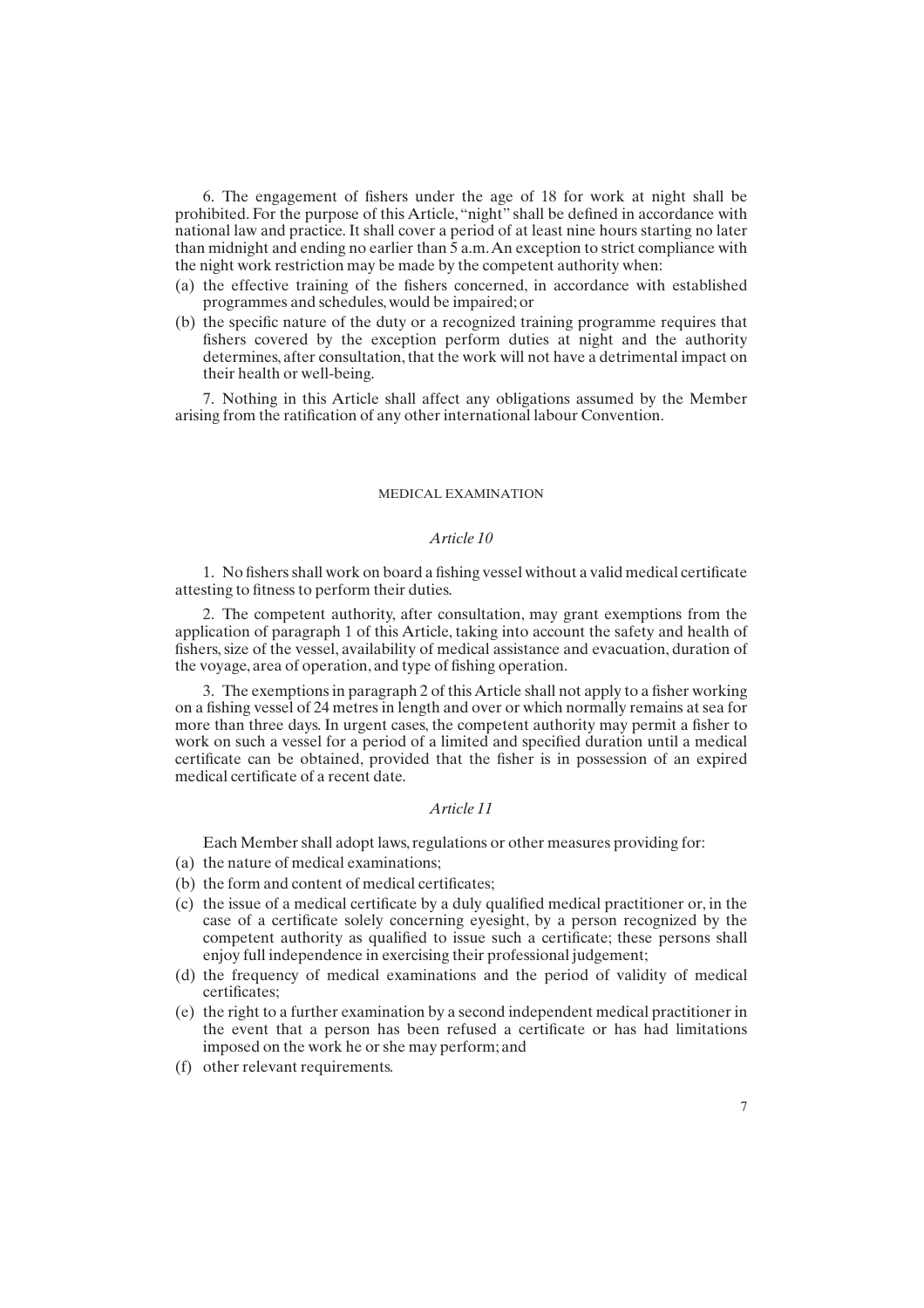6. The engagement of fishers under the age of 18 for work at night shall be prohibited. For the purpose of this Article, "night" shall be defined in accordance with national law and practice. It shall cover a period of at least nine hours starting no later than midnight and ending no earlier than 5 a.m. An exception to strict compliance with the night work restriction may be made by the competent authority when:

(a) the effective training of the fishers concerned, in accordance with established programmes and schedules, would be impaired; or
(b) the specific nature of the duty or a recognized training programme requires that fishers covered by the exception perform duties at night and the authority determines, after consultation, that the work will not have a detrimental impact on their health or well-being.

7. Nothing in this Article shall affect any obligations assumed by the Member arising from the ratification of any other international labour Convention.

## MEDICAL EXAMINATION

### *Article 10*

1. No fishers shall work on board a fishing vessel without a valid medical certificate attesting to fitness to perform their duties.

2. The competent authority, after consultation, may grant exemptions from the application of paragraph 1 of this Article, taking into account the safety and health of fishers, size of the vessel, availability of medical assistance and evacuation, duration of the voyage, area of operation, and type of fishing operation.

3. The exemptions in paragraph 2 of this Article shall not apply to a fisher working on a fishing vessel of 24 metres in length and over or which normally remains at sea for more than three days. In urgent cases, the competent authority may permit a fisher to work on such a vessel for a period of a limited and specified duration until a medical certificate can be obtained, provided that the fisher is in possession of an expired medical certificate of a recent date.

### *Article 11*

Each Member shall adopt laws, regulations or other measures providing for:

(a) the nature of medical examinations;
(b) the form and content of medical certificates;
(c) the issue of a medical certificate by a duly qualified medical practitioner or, in the case of a certificate solely concerning eyesight, by a person recognized by the competent authority as qualified to issue such a certificate; these persons shall enjoy full independence in exercising their professional judgement;
(d) the frequency of medical examinations and the period of validity of medical certificates;
(e) the right to a further examination by a second independent medical practitioner in the event that a person has been refused a certificate or has had limitations imposed on the work he or she may perform; and
(f) other relevant requirements.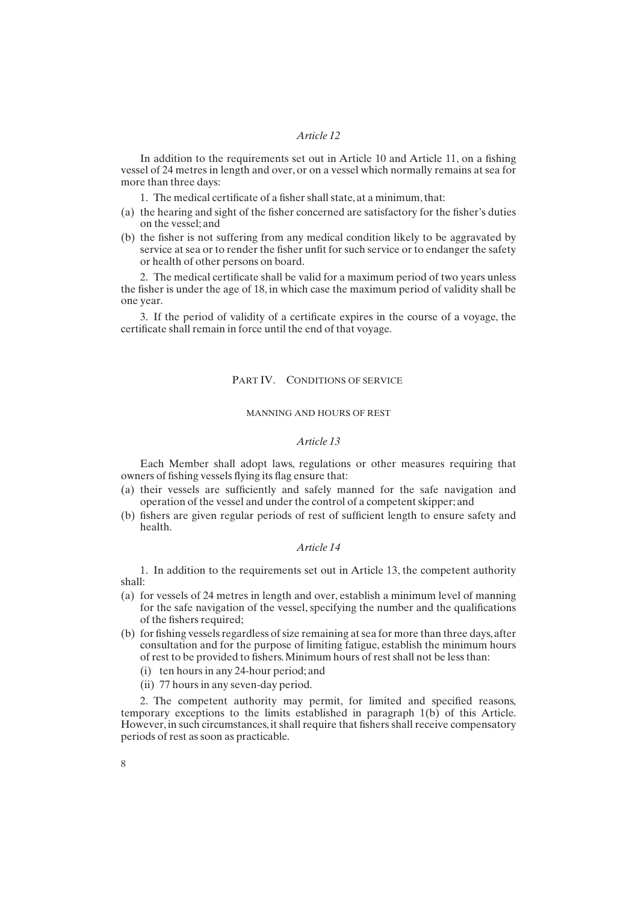*Article 12*

In addition to the requirements set out in Article 10 and Article 11, on a fishing vessel of 24 metres in length and over, or on a vessel which normally remains at sea for more than three days:

1. The medical certificate of a fisher shall state, at a minimum, that:

(a) the hearing and sight of the fisher concerned are satisfactory for the fisher's duties on the vessel; and

(b) the fisher is not suffering from any medical condition likely to be aggravated by service at sea or to render the fisher unfit for such service or to endanger the safety or health of other persons on board.

2. The medical certificate shall be valid for a maximum period of two years unless the fisher is under the age of 18, in which case the maximum period of validity shall be one year.

3. If the period of validity of a certificate expires in the course of a voyage, the certificate shall remain in force until the end of that voyage.

## PART IV. CONDITIONS OF SERVICE

### MANNING AND HOURS OF REST

*Article 13*

Each Member shall adopt laws, regulations or other measures requiring that owners of fishing vessels flying its flag ensure that:

(a) their vessels are sufficiently and safely manned for the safe navigation and operation of the vessel and under the control of a competent skipper; and

(b) fishers are given regular periods of rest of sufficient length to ensure safety and health.

*Article 14*

1. In addition to the requirements set out in Article 13, the competent authority shall:

(a) for vessels of 24 metres in length and over, establish a minimum level of manning for the safe navigation of the vessel, specifying the number and the qualifications of the fishers required;

(b) for fishing vessels regardless of size remaining at sea for more than three days, after consultation and for the purpose of limiting fatigue, establish the minimum hours of rest to be provided to fishers. Minimum hours of rest shall not be less than:

   (i) ten hours in any 24-hour period; and

   (ii) 77 hours in any seven-day period.

2. The competent authority may permit, for limited and specified reasons, temporary exceptions to the limits established in paragraph 1(b) of this Article. However, in such circumstances, it shall require that fishers shall receive compensatory periods of rest as soon as practicable.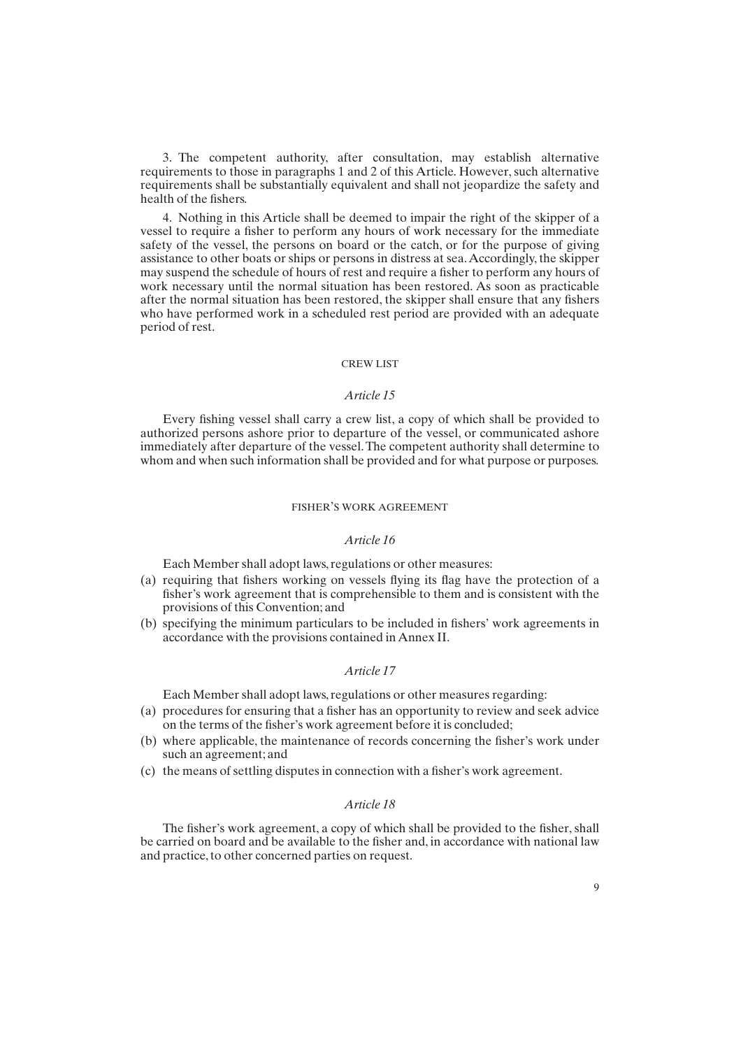3. The competent authority, after consultation, may establish alternative requirements to those in paragraphs 1 and 2 of this Article. However, such alternative requirements shall be substantially equivalent and shall not jeopardize the safety and health of the fishers.

4. Nothing in this Article shall be deemed to impair the right of the skipper of a vessel to require a fisher to perform any hours of work necessary for the immediate safety of the vessel, the persons on board or the catch, or for the purpose of giving assistance to other boats or ships or persons in distress at sea. Accordingly, the skipper may suspend the schedule of hours of rest and require a fisher to perform any hours of work necessary until the normal situation has been restored. As soon as practicable after the normal situation has been restored, the skipper shall ensure that any fishers who have performed work in a scheduled rest period are provided with an adequate period of rest.

## CREW LIST

### *Article 15*

Every fishing vessel shall carry a crew list, a copy of which shall be provided to authorized persons ashore prior to departure of the vessel, or communicated ashore immediately after departure of the vessel. The competent authority shall determine to whom and when such information shall be provided and for what purpose or purposes.

## FISHER'S WORK AGREEMENT

### *Article 16*

Each Member shall adopt laws, regulations or other measures:

(a) requiring that fishers working on vessels flying its flag have the protection of a fisher's work agreement that is comprehensible to them and is consistent with the provisions of this Convention; and

(b) specifying the minimum particulars to be included in fishers' work agreements in accordance with the provisions contained in Annex II.

### *Article 17*

Each Member shall adopt laws, regulations or other measures regarding:

(a) procedures for ensuring that a fisher has an opportunity to review and seek advice on the terms of the fisher's work agreement before it is concluded;

(b) where applicable, the maintenance of records concerning the fisher's work under such an agreement; and

(c) the means of settling disputes in connection with a fisher's work agreement.

### *Article 18*

The fisher's work agreement, a copy of which shall be provided to the fisher, shall be carried on board and be available to the fisher and, in accordance with national law and practice, to other concerned parties on request.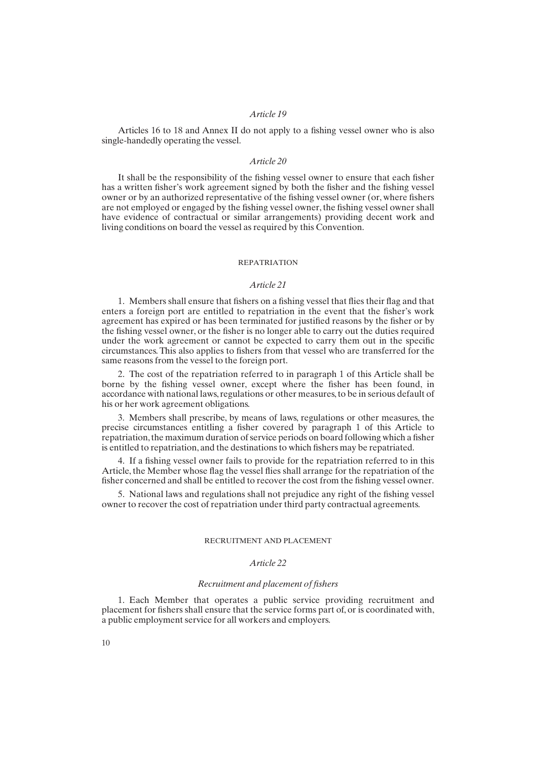*Article 19*

Articles 16 to 18 and Annex II do not apply to a fishing vessel owner who is also single-handedly operating the vessel.

*Article 20*

It shall be the responsibility of the fishing vessel owner to ensure that each fisher has a written fisher's work agreement signed by both the fisher and the fishing vessel owner or by an authorized representative of the fishing vessel owner (or, where fishers are not employed or engaged by the fishing vessel owner, the fishing vessel owner shall have evidence of contractual or similar arrangements) providing decent work and living conditions on board the vessel as required by this Convention.

## REPATRIATION

*Article 21*

1. Members shall ensure that fishers on a fishing vessel that flies their flag and that enters a foreign port are entitled to repatriation in the event that the fisher's work agreement has expired or has been terminated for justified reasons by the fisher or by the fishing vessel owner, or the fisher is no longer able to carry out the duties required under the work agreement or cannot be expected to carry them out in the specific circumstances. This also applies to fishers from that vessel who are transferred for the same reasons from the vessel to the foreign port.

2. The cost of the repatriation referred to in paragraph 1 of this Article shall be borne by the fishing vessel owner, except where the fisher has been found, in accordance with national laws, regulations or other measures, to be in serious default of his or her work agreement obligations.

3. Members shall prescribe, by means of laws, regulations or other measures, the precise circumstances entitling a fisher covered by paragraph 1 of this Article to repatriation, the maximum duration of service periods on board following which a fisher is entitled to repatriation, and the destinations to which fishers may be repatriated.

4. If a fishing vessel owner fails to provide for the repatriation referred to in this Article, the Member whose flag the vessel flies shall arrange for the repatriation of the fisher concerned and shall be entitled to recover the cost from the fishing vessel owner.

5. National laws and regulations shall not prejudice any right of the fishing vessel owner to recover the cost of repatriation under third party contractual agreements.

## RECRUITMENT AND PLACEMENT

*Article 22*

*Recruitment and placement of fishers*

1. Each Member that operates a public service providing recruitment and placement for fishers shall ensure that the service forms part of, or is coordinated with, a public employment service for all workers and employers.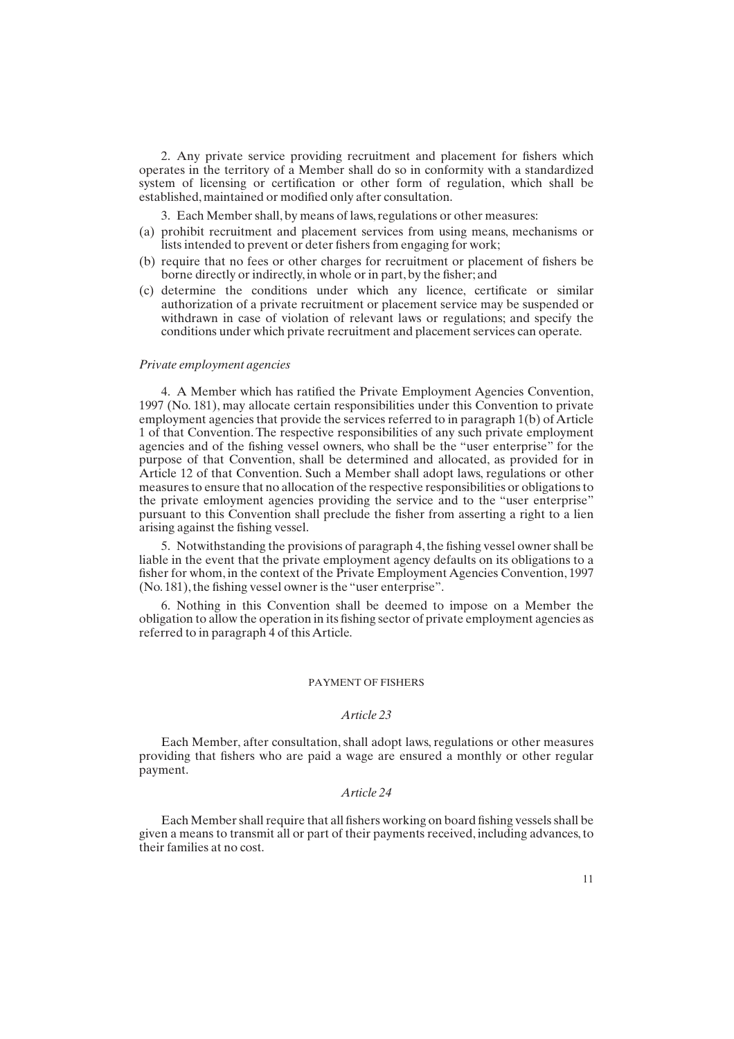2. Any private service providing recruitment and placement for fishers which operates in the territory of a Member shall do so in conformity with a standardized system of licensing or certification or other form of regulation, which shall be established, maintained or modified only after consultation.

3. Each Member shall, by means of laws, regulations or other measures:

(a) prohibit recruitment and placement services from using means, mechanisms or lists intended to prevent or deter fishers from engaging for work;

(b) require that no fees or other charges for recruitment or placement of fishers be borne directly or indirectly, in whole or in part, by the fisher; and

(c) determine the conditions under which any licence, certificate or similar authorization of a private recruitment or placement service may be suspended or withdrawn in case of violation of relevant laws or regulations; and specify the conditions under which private recruitment and placement services can operate.

*Private employment agencies*

4. A Member which has ratified the Private Employment Agencies Convention, 1997 (No. 181), may allocate certain responsibilities under this Convention to private employment agencies that provide the services referred to in paragraph 1(b) of Article 1 of that Convention. The respective responsibilities of any such private employment agencies and of the fishing vessel owners, who shall be the "user enterprise" for the purpose of that Convention, shall be determined and allocated, as provided for in Article 12 of that Convention. Such a Member shall adopt laws, regulations or other measures to ensure that no allocation of the respective responsibilities or obligations to the private emloyment agencies providing the service and to the "user enterprise" pursuant to this Convention shall preclude the fisher from asserting a right to a lien arising against the fishing vessel.

5. Notwithstanding the provisions of paragraph 4, the fishing vessel owner shall be liable in the event that the private employment agency defaults on its obligations to a fisher for whom, in the context of the Private Employment Agencies Convention, 1997 (No. 181), the fishing vessel owner is the "user enterprise".

6. Nothing in this Convention shall be deemed to impose on a Member the obligation to allow the operation in its fishing sector of private employment agencies as referred to in paragraph 4 of this Article.

## PAYMENT OF FISHERS

### *Article 23*

Each Member, after consultation, shall adopt laws, regulations or other measures providing that fishers who are paid a wage are ensured a monthly or other regular payment.

### *Article 24*

Each Member shall require that all fishers working on board fishing vessels shall be given a means to transmit all or part of their payments received, including advances, to their families at no cost.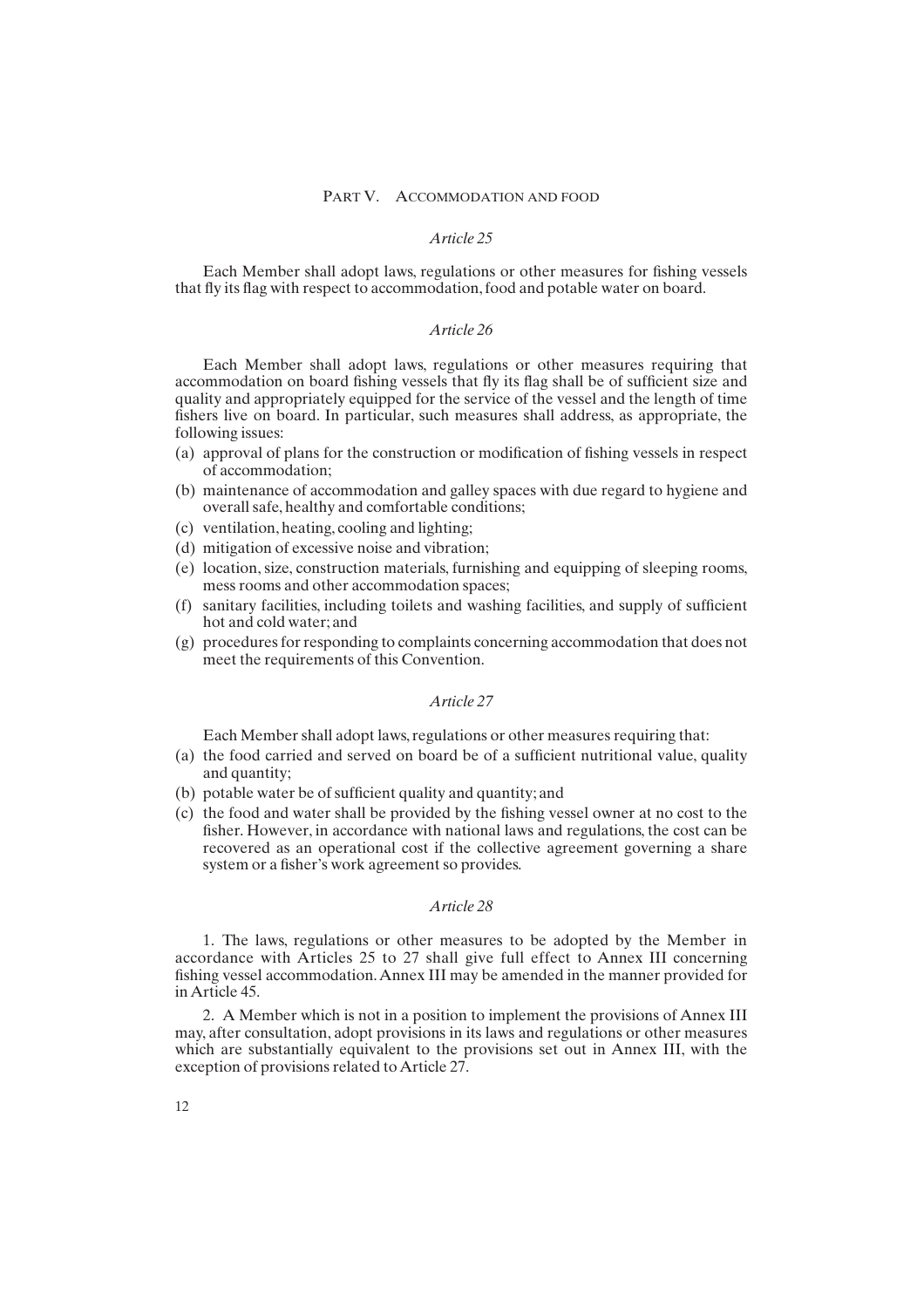## PART V. ACCOMMODATION AND FOOD

### *Article 25*

Each Member shall adopt laws, regulations or other measures for fishing vessels that fly its flag with respect to accommodation, food and potable water on board.

### *Article 26*

Each Member shall adopt laws, regulations or other measures requiring that accommodation on board fishing vessels that fly its flag shall be of sufficient size and quality and appropriately equipped for the service of the vessel and the length of time fishers live on board. In particular, such measures shall address, as appropriate, the following issues:

(a) approval of plans for the construction or modification of fishing vessels in respect of accommodation;
(b) maintenance of accommodation and galley spaces with due regard to hygiene and overall safe, healthy and comfortable conditions;
(c) ventilation, heating, cooling and lighting;
(d) mitigation of excessive noise and vibration;
(e) location, size, construction materials, furnishing and equipping of sleeping rooms, mess rooms and other accommodation spaces;
(f) sanitary facilities, including toilets and washing facilities, and supply of sufficient hot and cold water; and
(g) procedures for responding to complaints concerning accommodation that does not meet the requirements of this Convention.

### *Article 27*

Each Member shall adopt laws, regulations or other measures requiring that:

(a) the food carried and served on board be of a sufficient nutritional value, quality and quantity;
(b) potable water be of sufficient quality and quantity; and
(c) the food and water shall be provided by the fishing vessel owner at no cost to the fisher. However, in accordance with national laws and regulations, the cost can be recovered as an operational cost if the collective agreement governing a share system or a fisher's work agreement so provides.

### *Article 28*

1. The laws, regulations or other measures to be adopted by the Member in accordance with Articles 25 to 27 shall give full effect to Annex III concerning fishing vessel accommodation. Annex III may be amended in the manner provided for in Article 45.

2. A Member which is not in a position to implement the provisions of Annex III may, after consultation, adopt provisions in its laws and regulations or other measures which are substantially equivalent to the provisions set out in Annex III, with the exception of provisions related to Article 27.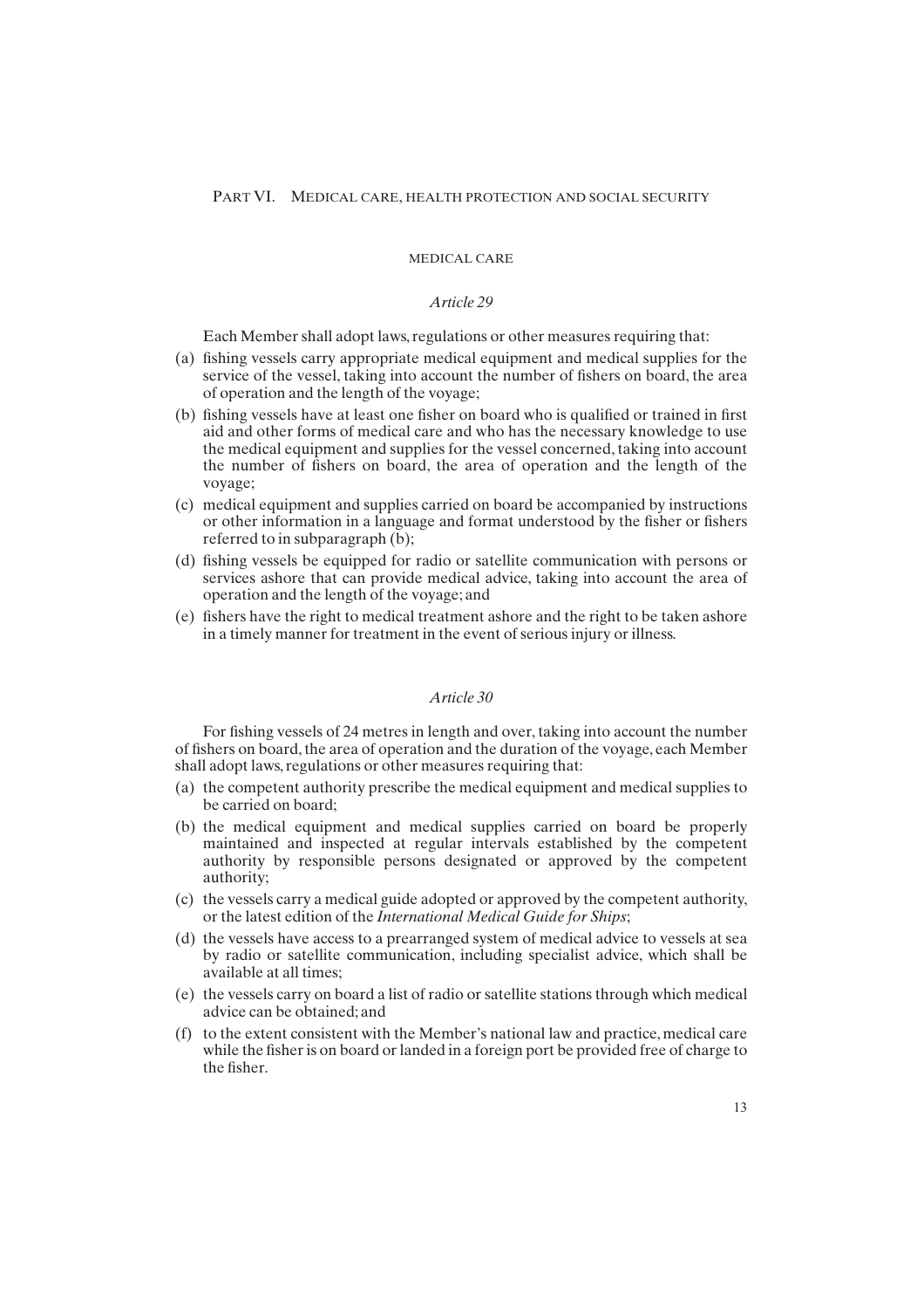## PART VI. MEDICAL CARE, HEALTH PROTECTION AND SOCIAL SECURITY

### MEDICAL CARE

#### *Article 29*

Each Member shall adopt laws, regulations or other measures requiring that:

(a) fishing vessels carry appropriate medical equipment and medical supplies for the service of the vessel, taking into account the number of fishers on board, the area of operation and the length of the voyage;

(b) fishing vessels have at least one fisher on board who is qualified or trained in first aid and other forms of medical care and who has the necessary knowledge to use the medical equipment and supplies for the vessel concerned, taking into account the number of fishers on board, the area of operation and the length of the voyage;

(c) medical equipment and supplies carried on board be accompanied by instructions or other information in a language and format understood by the fisher or fishers referred to in subparagraph (b);

(d) fishing vessels be equipped for radio or satellite communication with persons or services ashore that can provide medical advice, taking into account the area of operation and the length of the voyage; and

(e) fishers have the right to medical treatment ashore and the right to be taken ashore in a timely manner for treatment in the event of serious injury or illness.

#### *Article 30*

For fishing vessels of 24 metres in length and over, taking into account the number of fishers on board, the area of operation and the duration of the voyage, each Member shall adopt laws, regulations or other measures requiring that:

(a) the competent authority prescribe the medical equipment and medical supplies to be carried on board;

(b) the medical equipment and medical supplies carried on board be properly maintained and inspected at regular intervals established by the competent authority by responsible persons designated or approved by the competent authority;

(c) the vessels carry a medical guide adopted or approved by the competent authority, or the latest edition of the *International Medical Guide for Ships*;

(d) the vessels have access to a prearranged system of medical advice to vessels at sea by radio or satellite communication, including specialist advice, which shall be available at all times;

(e) the vessels carry on board a list of radio or satellite stations through which medical advice can be obtained; and

(f) to the extent consistent with the Member's national law and practice, medical care while the fisher is on board or landed in a foreign port be provided free of charge to the fisher.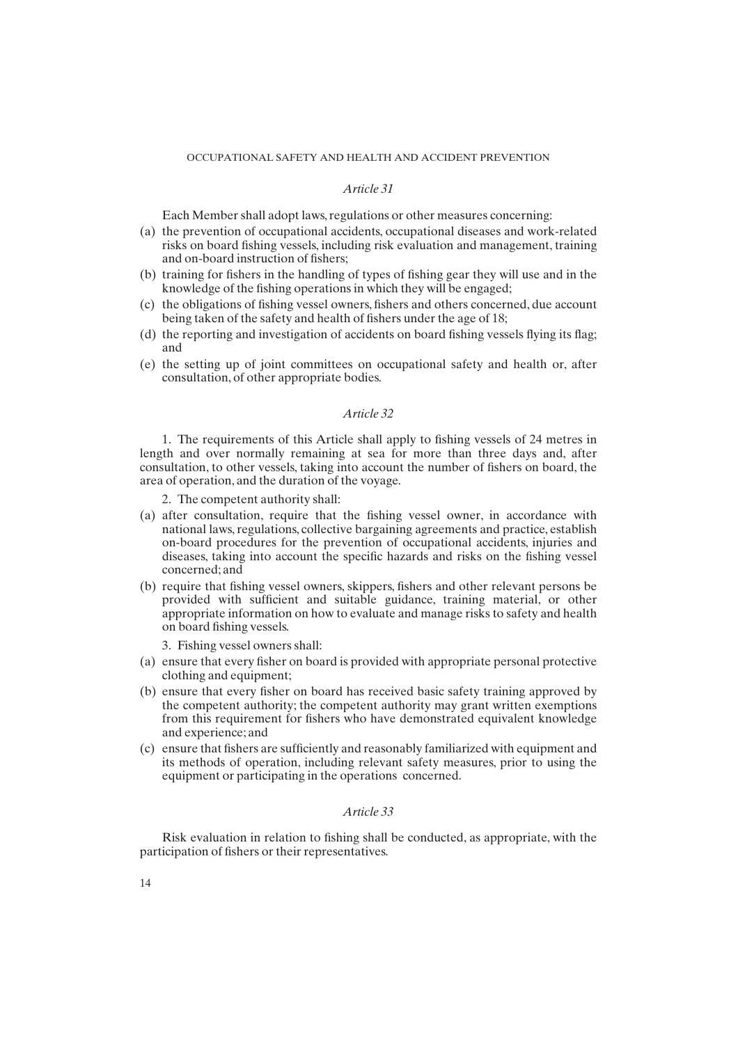## OCCUPATIONAL SAFETY AND HEALTH AND ACCIDENT PREVENTION

### *Article 31*

Each Member shall adopt laws, regulations or other measures concerning:

(a) the prevention of occupational accidents, occupational diseases and work-related risks on board fishing vessels, including risk evaluation and management, training and on-board instruction of fishers;

(b) training for fishers in the handling of types of fishing gear they will use and in the knowledge of the fishing operations in which they will be engaged;

(c) the obligations of fishing vessel owners, fishers and others concerned, due account being taken of the safety and health of fishers under the age of 18;

(d) the reporting and investigation of accidents on board fishing vessels flying its flag; and

(e) the setting up of joint committees on occupational safety and health or, after consultation, of other appropriate bodies.

### *Article 32*

1. The requirements of this Article shall apply to fishing vessels of 24 metres in length and over normally remaining at sea for more than three days and, after consultation, to other vessels, taking into account the number of fishers on board, the area of operation, and the duration of the voyage.

2. The competent authority shall:

(a) after consultation, require that the fishing vessel owner, in accordance with national laws, regulations, collective bargaining agreements and practice, establish on-board procedures for the prevention of occupational accidents, injuries and diseases, taking into account the specific hazards and risks on the fishing vessel concerned; and

(b) require that fishing vessel owners, skippers, fishers and other relevant persons be provided with sufficient and suitable guidance, training material, or other appropriate information on how to evaluate and manage risks to safety and health on board fishing vessels.

3. Fishing vessel owners shall:

(a) ensure that every fisher on board is provided with appropriate personal protective clothing and equipment;

(b) ensure that every fisher on board has received basic safety training approved by the competent authority; the competent authority may grant written exemptions from this requirement for fishers who have demonstrated equivalent knowledge and experience; and

(c) ensure that fishers are sufficiently and reasonably familiarized with equipment and its methods of operation, including relevant safety measures, prior to using the equipment or participating in the operations concerned.

### *Article 33*

Risk evaluation in relation to fishing shall be conducted, as appropriate, with the participation of fishers or their representatives.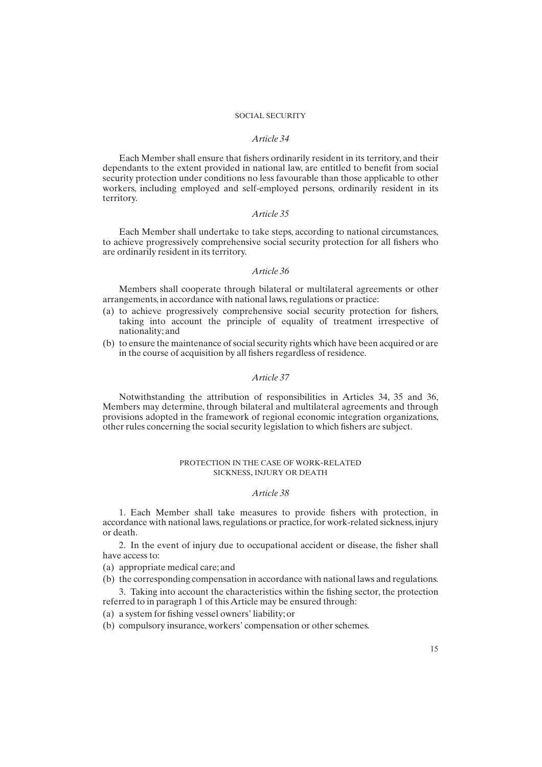## SOCIAL SECURITY

### *Article 34*

Each Member shall ensure that fishers ordinarily resident in its territory, and their dependants to the extent provided in national law, are entitled to benefit from social security protection under conditions no less favourable than those applicable to other workers, including employed and self-employed persons, ordinarily resident in its territory.

### *Article 35*

Each Member shall undertake to take steps, according to national circumstances, to achieve progressively comprehensive social security protection for all fishers who are ordinarily resident in its territory.

### *Article 36*

Members shall cooperate through bilateral or multilateral agreements or other arrangements, in accordance with national laws, regulations or practice:

(a) to achieve progressively comprehensive social security protection for fishers, taking into account the principle of equality of treatment irrespective of nationality; and

(b) to ensure the maintenance of social security rights which have been acquired or are in the course of acquisition by all fishers regardless of residence.

### *Article 37*

Notwithstanding the attribution of responsibilities in Articles 34, 35 and 36, Members may determine, through bilateral and multilateral agreements and through provisions adopted in the framework of regional economic integration organizations, other rules concerning the social security legislation to which fishers are subject.

## PROTECTION IN THE CASE OF WORK-RELATED SICKNESS, INJURY OR DEATH

### *Article 38*

1. Each Member shall take measures to provide fishers with protection, in accordance with national laws, regulations or practice, for work-related sickness, injury or death.

2. In the event of injury due to occupational accident or disease, the fisher shall have access to:

(a) appropriate medical care; and

(b) the corresponding compensation in accordance with national laws and regulations.

3. Taking into account the characteristics within the fishing sector, the protection referred to in paragraph 1 of this Article may be ensured through:

(a) a system for fishing vessel owners' liability; or

(b) compulsory insurance, workers' compensation or other schemes.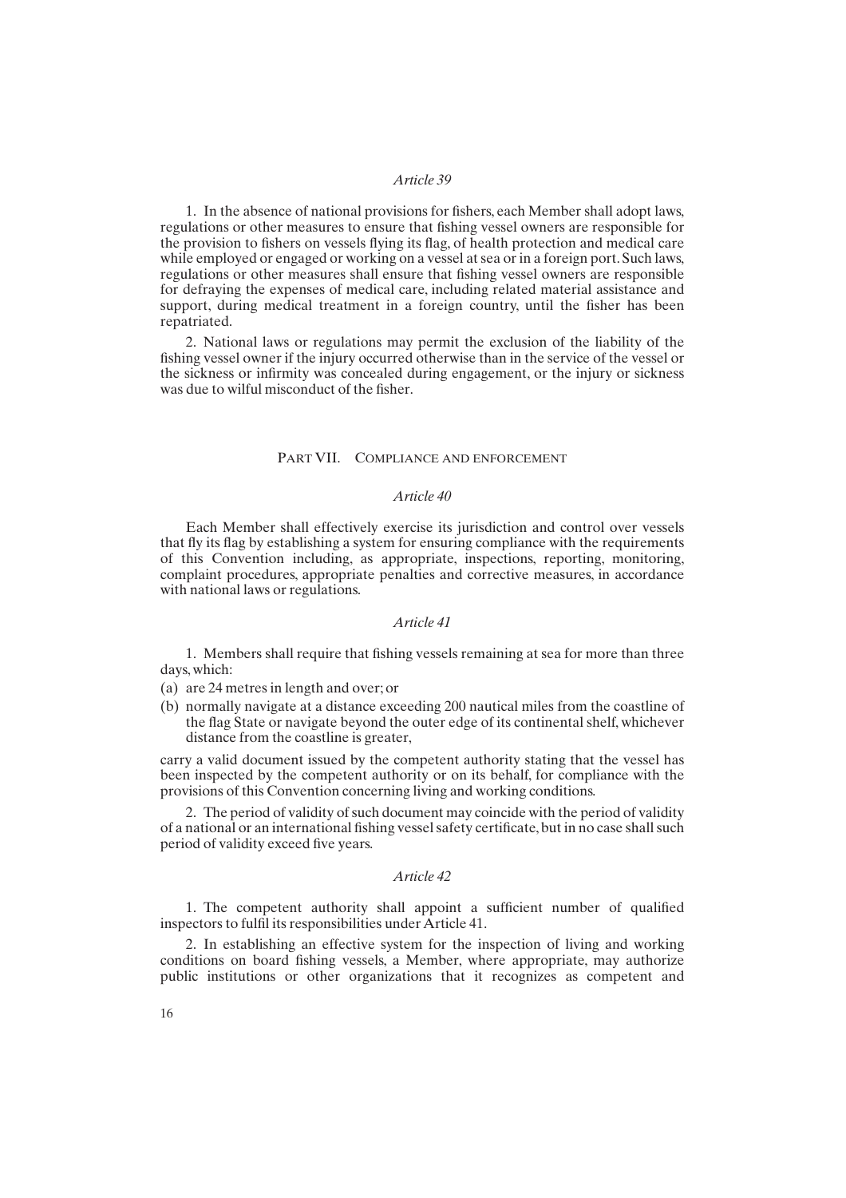*Article 39*

1. In the absence of national provisions for fishers, each Member shall adopt laws, regulations or other measures to ensure that fishing vessel owners are responsible for the provision to fishers on vessels flying its flag, of health protection and medical care while employed or engaged or working on a vessel at sea or in a foreign port. Such laws, regulations or other measures shall ensure that fishing vessel owners are responsible for defraying the expenses of medical care, including related material assistance and support, during medical treatment in a foreign country, until the fisher has been repatriated.

2. National laws or regulations may permit the exclusion of the liability of the fishing vessel owner if the injury occurred otherwise than in the service of the vessel or the sickness or infirmity was concealed during engagement, or the injury or sickness was due to wilful misconduct of the fisher.

## PART VII. COMPLIANCE AND ENFORCEMENT

*Article 40*

Each Member shall effectively exercise its jurisdiction and control over vessels that fly its flag by establishing a system for ensuring compliance with the requirements of this Convention including, as appropriate, inspections, reporting, monitoring, complaint procedures, appropriate penalties and corrective measures, in accordance with national laws or regulations.

*Article 41*

1. Members shall require that fishing vessels remaining at sea for more than three days, which:

(a) are 24 metres in length and over; or

(b) normally navigate at a distance exceeding 200 nautical miles from the coastline of the flag State or navigate beyond the outer edge of its continental shelf, whichever distance from the coastline is greater,

carry a valid document issued by the competent authority stating that the vessel has been inspected by the competent authority or on its behalf, for compliance with the provisions of this Convention concerning living and working conditions.

2. The period of validity of such document may coincide with the period of validity of a national or an international fishing vessel safety certificate, but in no case shall such period of validity exceed five years.

*Article 42*

1. The competent authority shall appoint a sufficient number of qualified inspectors to fulfil its responsibilities under Article 41.

2. In establishing an effective system for the inspection of living and working conditions on board fishing vessels, a Member, where appropriate, may authorize public institutions or other organizations that it recognizes as competent and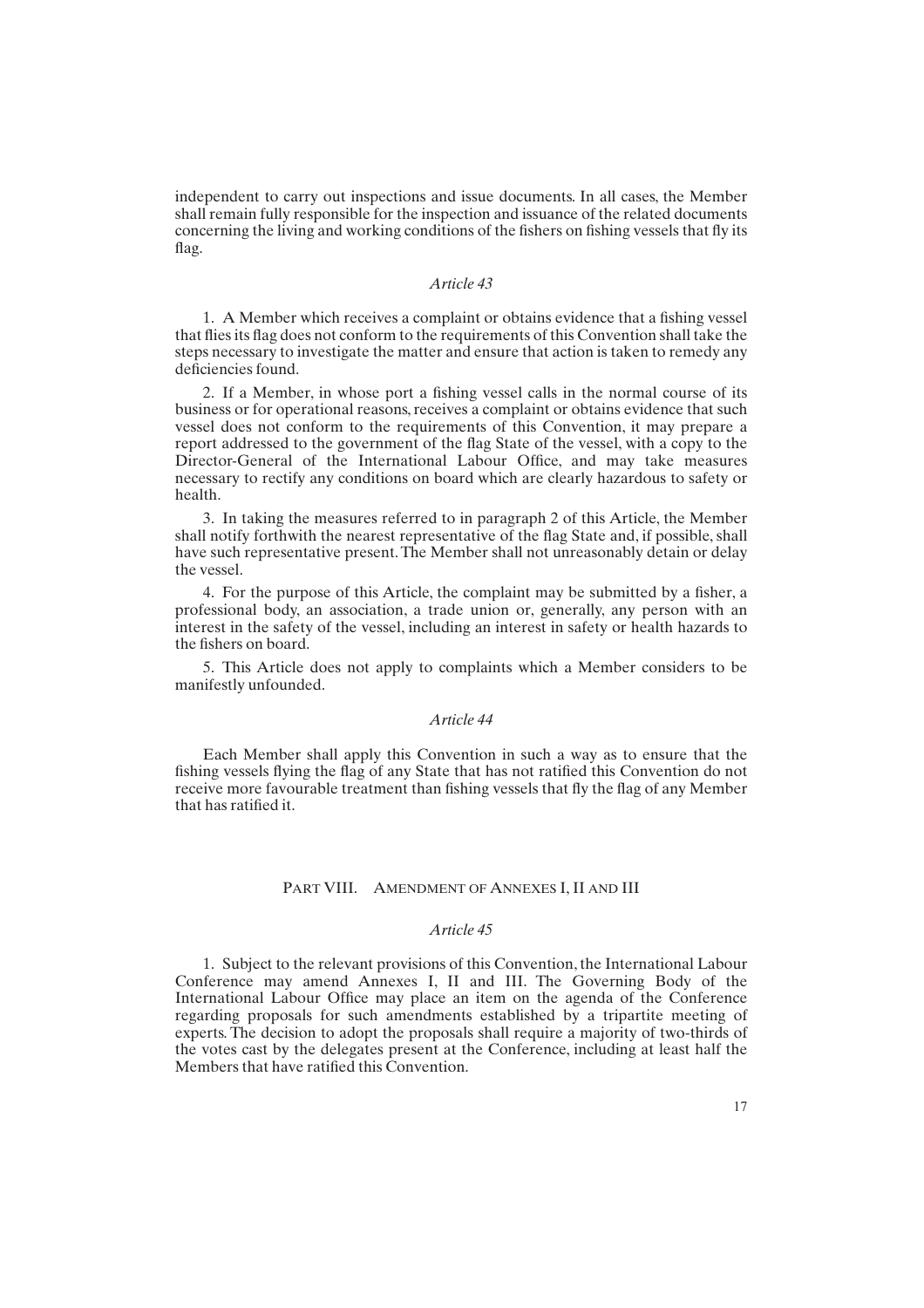independent to carry out inspections and issue documents. In all cases, the Member shall remain fully responsible for the inspection and issuance of the related documents concerning the living and working conditions of the fishers on fishing vessels that fly its flag.

### *Article 43*

1. A Member which receives a complaint or obtains evidence that a fishing vessel that flies its flag does not conform to the requirements of this Convention shall take the steps necessary to investigate the matter and ensure that action is taken to remedy any deficiencies found.

2. If a Member, in whose port a fishing vessel calls in the normal course of its business or for operational reasons, receives a complaint or obtains evidence that such vessel does not conform to the requirements of this Convention, it may prepare a report addressed to the government of the flag State of the vessel, with a copy to the Director-General of the International Labour Office, and may take measures necessary to rectify any conditions on board which are clearly hazardous to safety or health.

3. In taking the measures referred to in paragraph 2 of this Article, the Member shall notify forthwith the nearest representative of the flag State and, if possible, shall have such representative present. The Member shall not unreasonably detain or delay the vessel.

4. For the purpose of this Article, the complaint may be submitted by a fisher, a professional body, an association, a trade union or, generally, any person with an interest in the safety of the vessel, including an interest in safety or health hazards to the fishers on board.

5. This Article does not apply to complaints which a Member considers to be manifestly unfounded.

### *Article 44*

Each Member shall apply this Convention in such a way as to ensure that the fishing vessels flying the flag of any State that has not ratified this Convention do not receive more favourable treatment than fishing vessels that fly the flag of any Member that has ratified it.

## PART VIII. AMENDMENT OF ANNEXES I, II AND III

### *Article 45*

1. Subject to the relevant provisions of this Convention, the International Labour Conference may amend Annexes I, II and III. The Governing Body of the International Labour Office may place an item on the agenda of the Conference regarding proposals for such amendments established by a tripartite meeting of experts. The decision to adopt the proposals shall require a majority of two-thirds of the votes cast by the delegates present at the Conference, including at least half the Members that have ratified this Convention.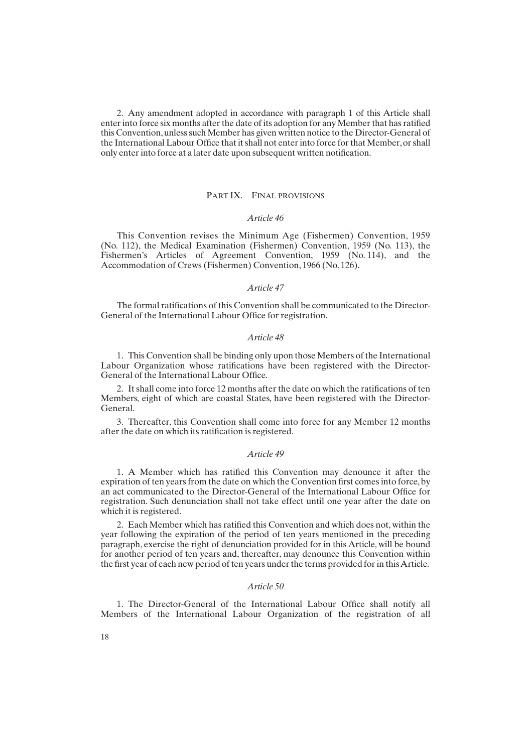2. Any amendment adopted in accordance with paragraph 1 of this Article shall enter into force six months after the date of its adoption for any Member that has ratified this Convention, unless such Member has given written notice to the Director-General of the International Labour Office that it shall not enter into force for that Member, or shall only enter into force at a later date upon subsequent written notification.

## PART IX. FINAL PROVISIONS

### *Article 46*

This Convention revises the Minimum Age (Fishermen) Convention, 1959 (No. 112), the Medical Examination (Fishermen) Convention, 1959 (No. 113), the Fishermen's Articles of Agreement Convention, 1959 (No. 114), and the Accommodation of Crews (Fishermen) Convention, 1966 (No. 126).

### *Article 47*

The formal ratifications of this Convention shall be communicated to the Director-General of the International Labour Office for registration.

### *Article 48*

1. This Convention shall be binding only upon those Members of the International Labour Organization whose ratifications have been registered with the Director-General of the International Labour Office.

2. It shall come into force 12 months after the date on which the ratifications of ten Members, eight of which are coastal States, have been registered with the Director-General.

3. Thereafter, this Convention shall come into force for any Member 12 months after the date on which its ratification is registered.

### *Article 49*

1. A Member which has ratified this Convention may denounce it after the expiration of ten years from the date on which the Convention first comes into force, by an act communicated to the Director-General of the International Labour Office for registration. Such denunciation shall not take effect until one year after the date on which it is registered.

2. Each Member which has ratified this Convention and which does not, within the year following the expiration of the period of ten years mentioned in the preceding paragraph, exercise the right of denunciation provided for in this Article, will be bound for another period of ten years and, thereafter, may denounce this Convention within the first year of each new period of ten years under the terms provided for in this Article.

### *Article 50*

1. The Director-General of the International Labour Office shall notify all Members of the International Labour Organization of the registration of all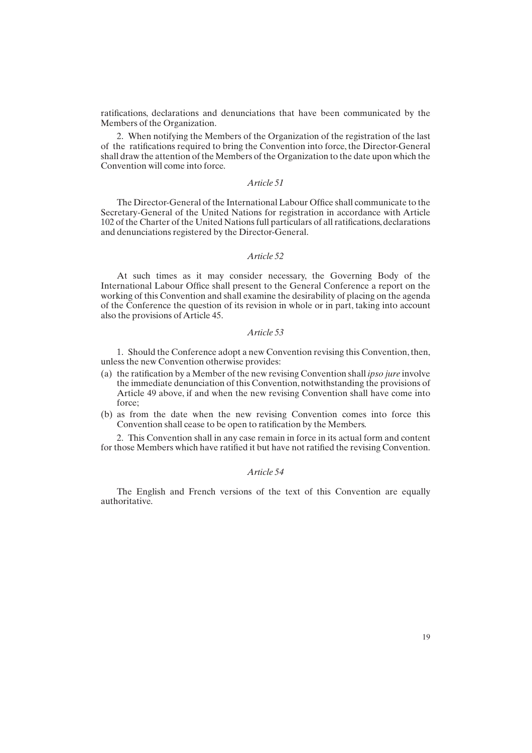ratifications, declarations and denunciations that have been communicated by the Members of the Organization.

2. When notifying the Members of the Organization of the registration of the last of the ratifications required to bring the Convention into force, the Director-General shall draw the attention of the Members of the Organization to the date upon which the Convention will come into force.

*Article 51*

The Director-General of the International Labour Office shall communicate to the Secretary-General of the United Nations for registration in accordance with Article 102 of the Charter of the United Nations full particulars of all ratifications, declarations and denunciations registered by the Director-General.

*Article 52*

At such times as it may consider necessary, the Governing Body of the International Labour Office shall present to the General Conference a report on the working of this Convention and shall examine the desirability of placing on the agenda of the Conference the question of its revision in whole or in part, taking into account also the provisions of Article 45.

*Article 53*

1. Should the Conference adopt a new Convention revising this Convention, then, unless the new Convention otherwise provides:

(a) the ratification by a Member of the new revising Convention shall *ipso jure* involve the immediate denunciation of this Convention, notwithstanding the provisions of Article 49 above, if and when the new revising Convention shall have come into force;

(b) as from the date when the new revising Convention comes into force this Convention shall cease to be open to ratification by the Members.

2. This Convention shall in any case remain in force in its actual form and content for those Members which have ratified it but have not ratified the revising Convention.

*Article 54*

The English and French versions of the text of this Convention are equally authoritative.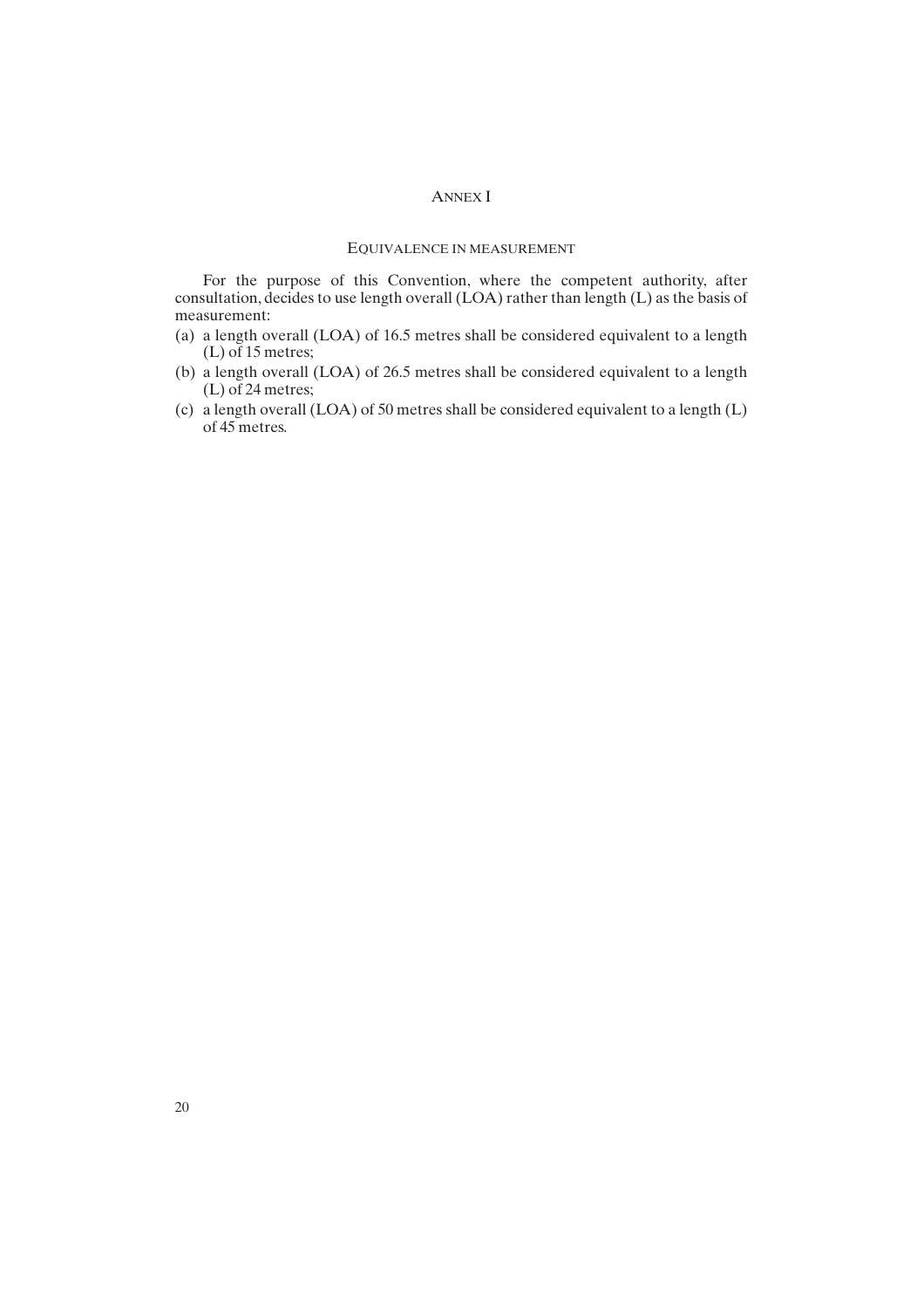# Annex I

## Equivalence in measurement

For the purpose of this Convention, where the competent authority, after consultation, decides to use length overall (LOA) rather than length (L) as the basis of measurement:

(a) a length overall (LOA) of 16.5 metres shall be considered equivalent to a length (L) of 15 metres;

(b) a length overall (LOA) of 26.5 metres shall be considered equivalent to a length (L) of 24 metres;

(c) a length overall (LOA) of 50 metres shall be considered equivalent to a length (L) of 45 metres.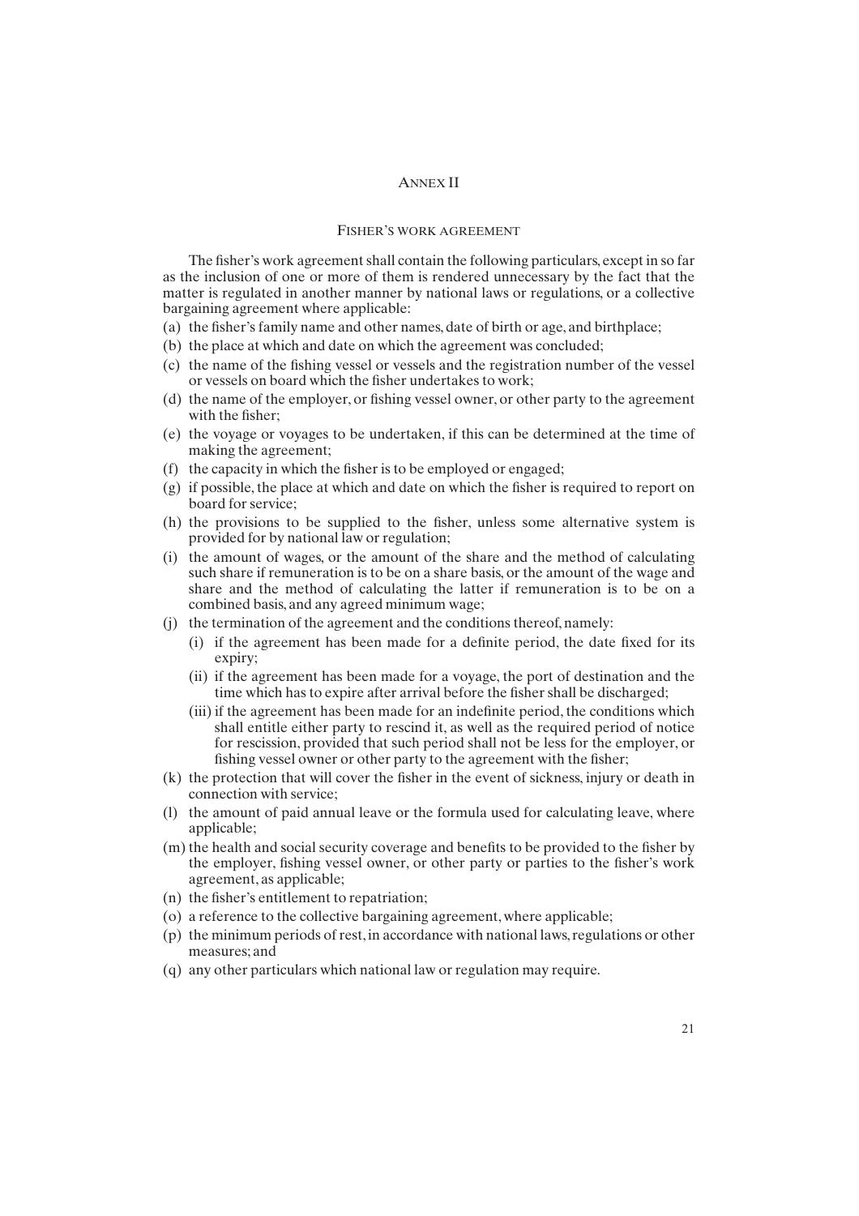## ANNEX II

### FISHER'S WORK AGREEMENT

The fisher's work agreement shall contain the following particulars, except in so far as the inclusion of one or more of them is rendered unnecessary by the fact that the matter is regulated in another manner by national laws or regulations, or a collective bargaining agreement where applicable:

(a) the fisher's family name and other names, date of birth or age, and birthplace;

(b) the place at which and date on which the agreement was concluded;

(c) the name of the fishing vessel or vessels and the registration number of the vessel or vessels on board which the fisher undertakes to work;

(d) the name of the employer, or fishing vessel owner, or other party to the agreement with the fisher;

(e) the voyage or voyages to be undertaken, if this can be determined at the time of making the agreement;

(f) the capacity in which the fisher is to be employed or engaged;

(g) if possible, the place at which and date on which the fisher is required to report on board for service;

(h) the provisions to be supplied to the fisher, unless some alternative system is provided for by national law or regulation;

(i) the amount of wages, or the amount of the share and the method of calculating such share if remuneration is to be on a share basis, or the amount of the wage and share and the method of calculating the latter if remuneration is to be on a combined basis, and any agreed minimum wage;

(j) the termination of the agreement and the conditions thereof, namely:

   (i) if the agreement has been made for a definite period, the date fixed for its expiry;

   (ii) if the agreement has been made for a voyage, the port of destination and the time which has to expire after arrival before the fisher shall be discharged;

   (iii) if the agreement has been made for an indefinite period, the conditions which shall entitle either party to rescind it, as well as the required period of notice for rescission, provided that such period shall not be less for the employer, or fishing vessel owner or other party to the agreement with the fisher;

(k) the protection that will cover the fisher in the event of sickness, injury or death in connection with service;

(l) the amount of paid annual leave or the formula used for calculating leave, where applicable;

(m) the health and social security coverage and benefits to be provided to the fisher by the employer, fishing vessel owner, or other party or parties to the fisher's work agreement, as applicable;

(n) the fisher's entitlement to repatriation;

(o) a reference to the collective bargaining agreement, where applicable;

(p) the minimum periods of rest, in accordance with national laws, regulations or other measures; and

(q) any other particulars which national law or regulation may require.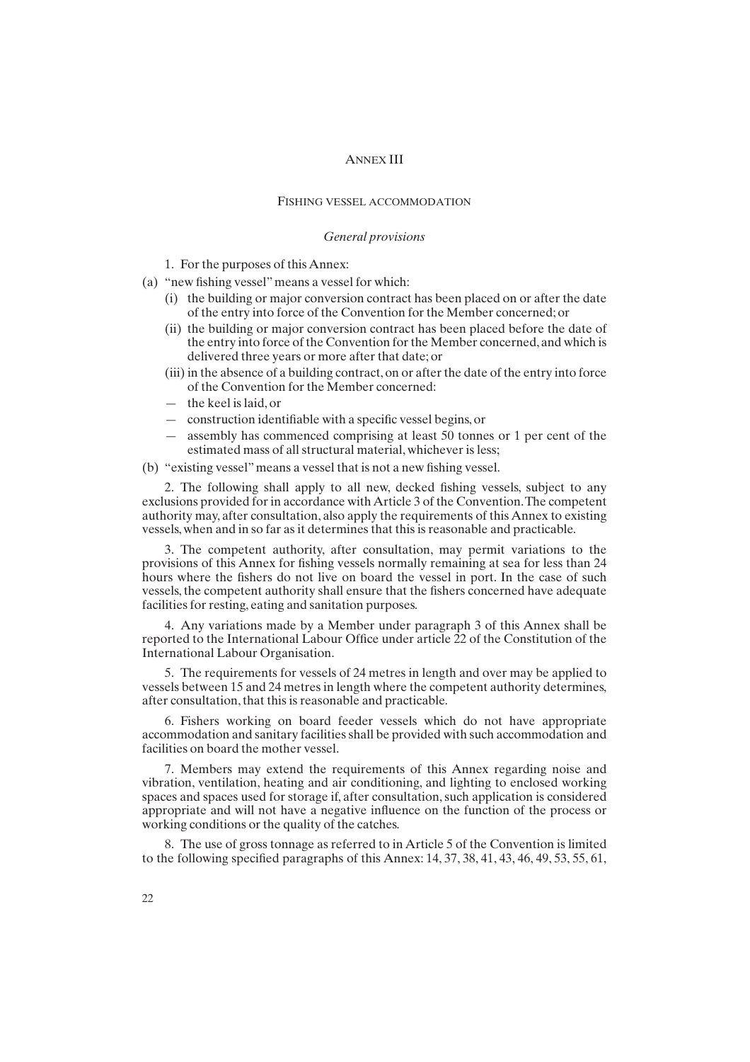# ANNEX III

## FISHING VESSEL ACCOMMODATION

### *General provisions*

1. For the purposes of this Annex:

(a) "new fishing vessel" means a vessel for which:
   - (i) the building or major conversion contract has been placed on or after the date of the entry into force of the Convention for the Member concerned; or
   - (ii) the building or major conversion contract has been placed before the date of the entry into force of the Convention for the Member concerned, and which is delivered three years or more after that date; or
   - (iii) in the absence of a building contract, on or after the date of the entry into force of the Convention for the Member concerned:
   - — the keel is laid, or
   - — construction identifiable with a specific vessel begins, or
   - — assembly has commenced comprising at least 50 tonnes or 1 per cent of the estimated mass of all structural material, whichever is less;

(b) "existing vessel" means a vessel that is not a new fishing vessel.

2. The following shall apply to all new, decked fishing vessels, subject to any exclusions provided for in accordance with Article 3 of the Convention. The competent authority may, after consultation, also apply the requirements of this Annex to existing vessels, when and in so far as it determines that this is reasonable and practicable.

3. The competent authority, after consultation, may permit variations to the provisions of this Annex for fishing vessels normally remaining at sea for less than 24 hours where the fishers do not live on board the vessel in port. In the case of such vessels, the competent authority shall ensure that the fishers concerned have adequate facilities for resting, eating and sanitation purposes.

4. Any variations made by a Member under paragraph 3 of this Annex shall be reported to the International Labour Office under article 22 of the Constitution of the International Labour Organisation.

5. The requirements for vessels of 24 metres in length and over may be applied to vessels between 15 and 24 metres in length where the competent authority determines, after consultation, that this is reasonable and practicable.

6. Fishers working on board feeder vessels which do not have appropriate accommodation and sanitary facilities shall be provided with such accommodation and facilities on board the mother vessel.

7. Members may extend the requirements of this Annex regarding noise and vibration, ventilation, heating and air conditioning, and lighting to enclosed working spaces and spaces used for storage if, after consultation, such application is considered appropriate and will not have a negative influence on the function of the process or working conditions or the quality of the catches.

8. The use of gross tonnage as referred to in Article 5 of the Convention is limited to the following specified paragraphs of this Annex: 14, 37, 38, 41, 43, 46, 49, 53, 55, 61,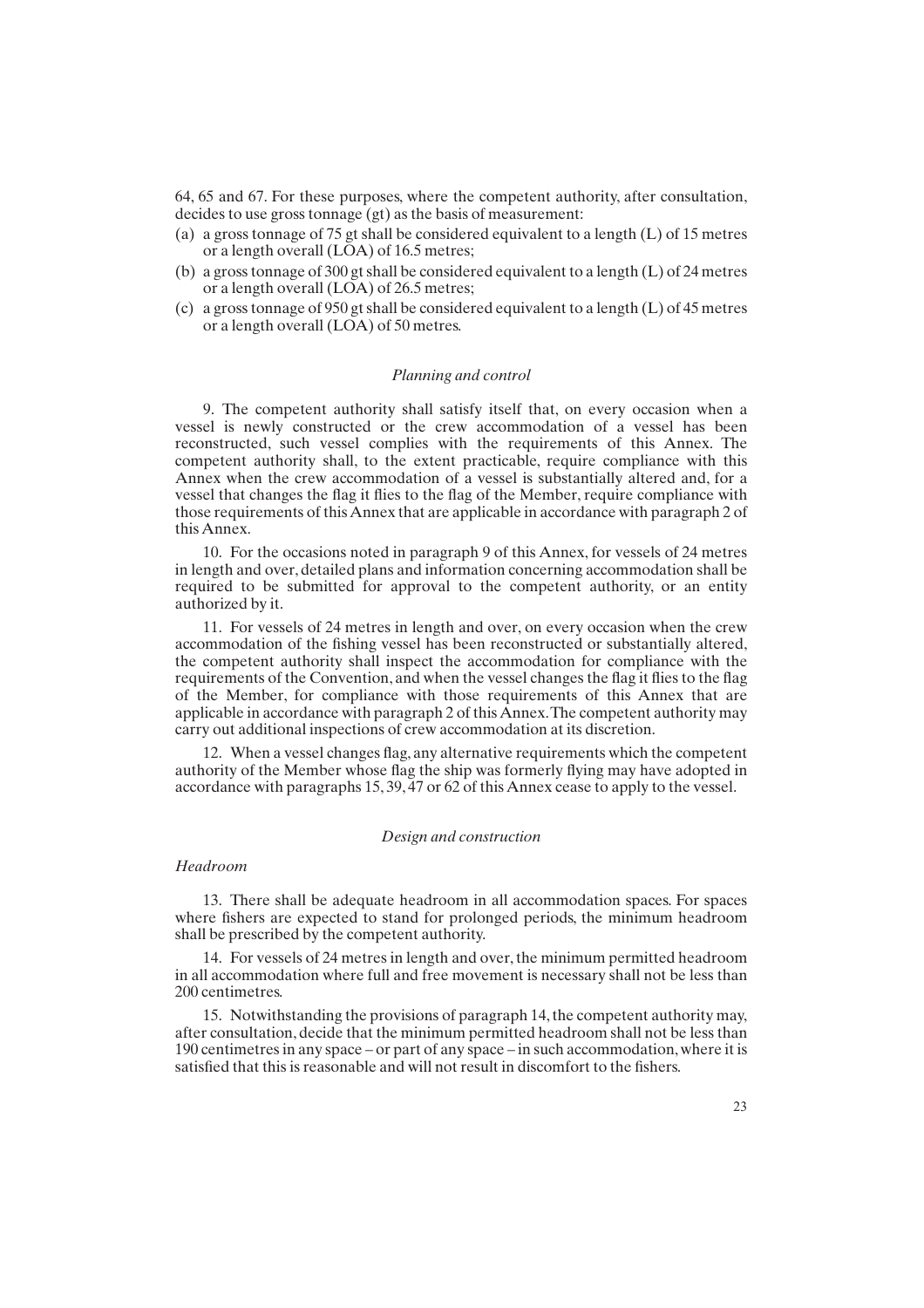64, 65 and 67. For these purposes, where the competent authority, after consultation, decides to use gross tonnage (gt) as the basis of measurement:

(a) a gross tonnage of 75 gt shall be considered equivalent to a length (L) of 15 metres or a length overall (LOA) of 16.5 metres;
(b) a gross tonnage of 300 gt shall be considered equivalent to a length (L) of 24 metres or a length overall (LOA) of 26.5 metres;
(c) a gross tonnage of 950 gt shall be considered equivalent to a length (L) of 45 metres or a length overall (LOA) of 50 metres.

*Planning and control*

9. The competent authority shall satisfy itself that, on every occasion when a vessel is newly constructed or the crew accommodation of a vessel has been reconstructed, such vessel complies with the requirements of this Annex. The competent authority shall, to the extent practicable, require compliance with this Annex when the crew accommodation of a vessel is substantially altered and, for a vessel that changes the flag it flies to the flag of the Member, require compliance with those requirements of this Annex that are applicable in accordance with paragraph 2 of this Annex.

10. For the occasions noted in paragraph 9 of this Annex, for vessels of 24 metres in length and over, detailed plans and information concerning accommodation shall be required to be submitted for approval to the competent authority, or an entity authorized by it.

11. For vessels of 24 metres in length and over, on every occasion when the crew accommodation of the fishing vessel has been reconstructed or substantially altered, the competent authority shall inspect the accommodation for compliance with the requirements of the Convention, and when the vessel changes the flag it flies to the flag of the Member, for compliance with those requirements of this Annex that are applicable in accordance with paragraph 2 of this Annex. The competent authority may carry out additional inspections of crew accommodation at its discretion.

12. When a vessel changes flag, any alternative requirements which the competent authority of the Member whose flag the ship was formerly flying may have adopted in accordance with paragraphs 15, 39, 47 or 62 of this Annex cease to apply to the vessel.

*Design and construction*

*Headroom*

13. There shall be adequate headroom in all accommodation spaces. For spaces where fishers are expected to stand for prolonged periods, the minimum headroom shall be prescribed by the competent authority.

14. For vessels of 24 metres in length and over, the minimum permitted headroom in all accommodation where full and free movement is necessary shall not be less than 200 centimetres.

15. Notwithstanding the provisions of paragraph 14, the competent authority may, after consultation, decide that the minimum permitted headroom shall not be less than 190 centimetres in any space – or part of any space – in such accommodation, where it is satisfied that this is reasonable and will not result in discomfort to the fishers.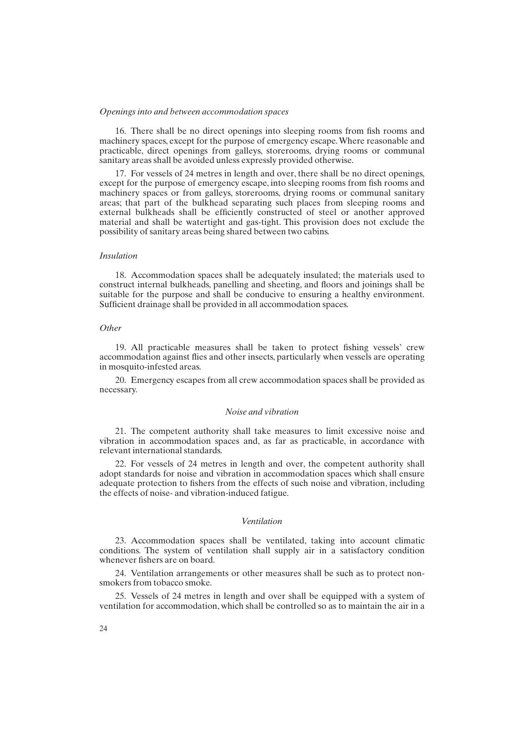*Openings into and between accommodation spaces*

16. There shall be no direct openings into sleeping rooms from fish rooms and machinery spaces, except for the purpose of emergency escape. Where reasonable and practicable, direct openings from galleys, storerooms, drying rooms or communal sanitary areas shall be avoided unless expressly provided otherwise.

17. For vessels of 24 metres in length and over, there shall be no direct openings, except for the purpose of emergency escape, into sleeping rooms from fish rooms and machinery spaces or from galleys, storerooms, drying rooms or communal sanitary areas; that part of the bulkhead separating such places from sleeping rooms and external bulkheads shall be efficiently constructed of steel or another approved material and shall be watertight and gas-tight. This provision does not exclude the possibility of sanitary areas being shared between two cabins.

*Insulation*

18. Accommodation spaces shall be adequately insulated; the materials used to construct internal bulkheads, panelling and sheeting, and floors and joinings shall be suitable for the purpose and shall be conducive to ensuring a healthy environment. Sufficient drainage shall be provided in all accommodation spaces.

*Other*

19. All practicable measures shall be taken to protect fishing vessels' crew accommodation against flies and other insects, particularly when vessels are operating in mosquito-infested areas.

20. Emergency escapes from all crew accommodation spaces shall be provided as necessary.

### *Noise and vibration*

21. The competent authority shall take measures to limit excessive noise and vibration in accommodation spaces and, as far as practicable, in accordance with relevant international standards.

22. For vessels of 24 metres in length and over, the competent authority shall adopt standards for noise and vibration in accommodation spaces which shall ensure adequate protection to fishers from the effects of such noise and vibration, including the effects of noise- and vibration-induced fatigue.

### *Ventilation*

23. Accommodation spaces shall be ventilated, taking into account climatic conditions. The system of ventilation shall supply air in a satisfactory condition whenever fishers are on board.

24. Ventilation arrangements or other measures shall be such as to protect non-smokers from tobacco smoke.

25. Vessels of 24 metres in length and over shall be equipped with a system of ventilation for accommodation, which shall be controlled so as to maintain the air in a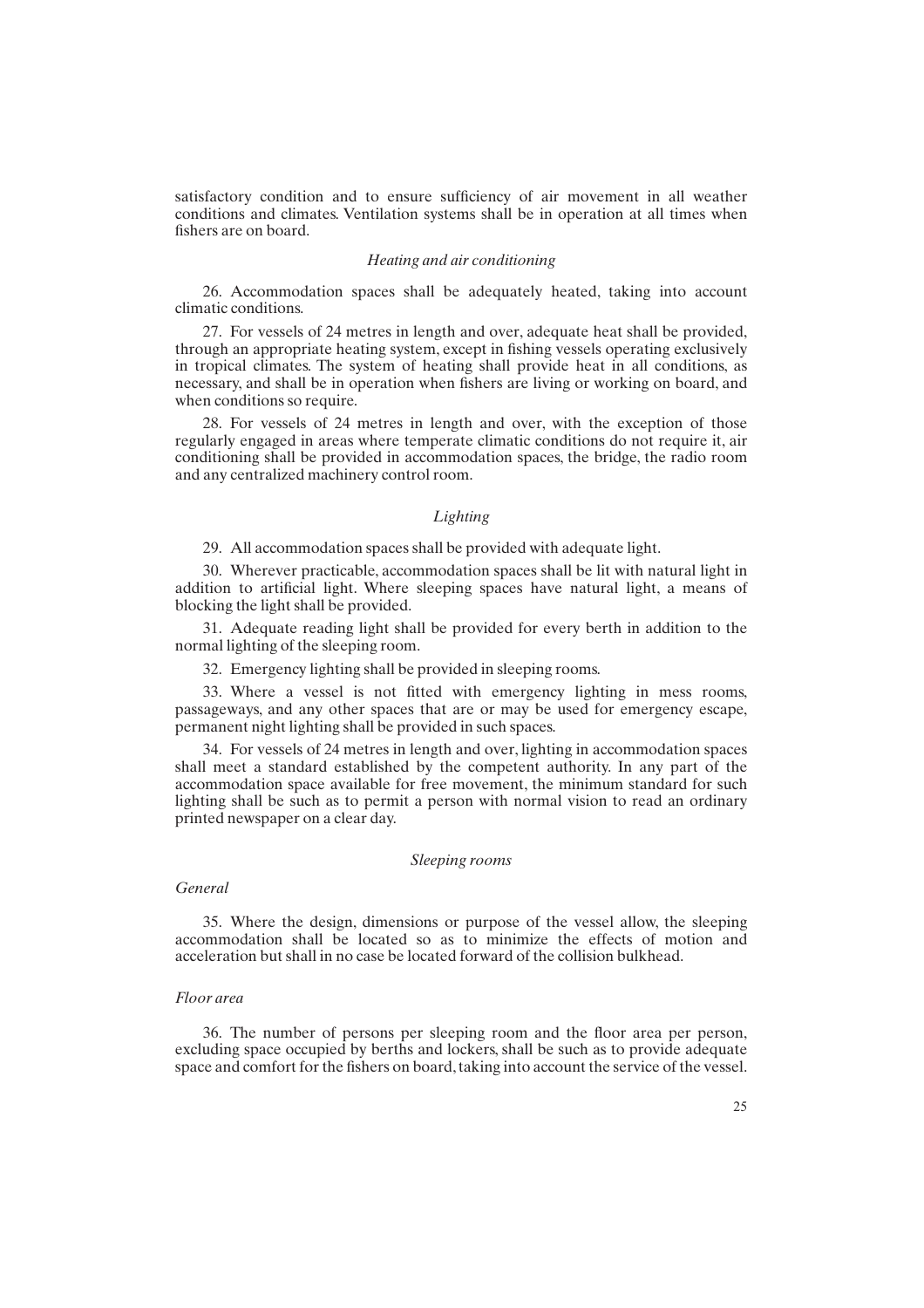satisfactory condition and to ensure sufficiency of air movement in all weather conditions and climates. Ventilation systems shall be in operation at all times when fishers are on board.

*Heating and air conditioning*

26. Accommodation spaces shall be adequately heated, taking into account climatic conditions.

27. For vessels of 24 metres in length and over, adequate heat shall be provided, through an appropriate heating system, except in fishing vessels operating exclusively in tropical climates. The system of heating shall provide heat in all conditions, as necessary, and shall be in operation when fishers are living or working on board, and when conditions so require.

28. For vessels of 24 metres in length and over, with the exception of those regularly engaged in areas where temperate climatic conditions do not require it, air conditioning shall be provided in accommodation spaces, the bridge, the radio room and any centralized machinery control room.

*Lighting*

29. All accommodation spaces shall be provided with adequate light.

30. Wherever practicable, accommodation spaces shall be lit with natural light in addition to artificial light. Where sleeping spaces have natural light, a means of blocking the light shall be provided.

31. Adequate reading light shall be provided for every berth in addition to the normal lighting of the sleeping room.

32. Emergency lighting shall be provided in sleeping rooms.

33. Where a vessel is not fitted with emergency lighting in mess rooms, passageways, and any other spaces that are or may be used for emergency escape, permanent night lighting shall be provided in such spaces.

34. For vessels of 24 metres in length and over, lighting in accommodation spaces shall meet a standard established by the competent authority. In any part of the accommodation space available for free movement, the minimum standard for such lighting shall be such as to permit a person with normal vision to read an ordinary printed newspaper on a clear day.

*Sleeping rooms*

*General*

35. Where the design, dimensions or purpose of the vessel allow, the sleeping accommodation shall be located so as to minimize the effects of motion and acceleration but shall in no case be located forward of the collision bulkhead.

*Floor area*

36. The number of persons per sleeping room and the floor area per person, excluding space occupied by berths and lockers, shall be such as to provide adequate space and comfort for the fishers on board, taking into account the service of the vessel.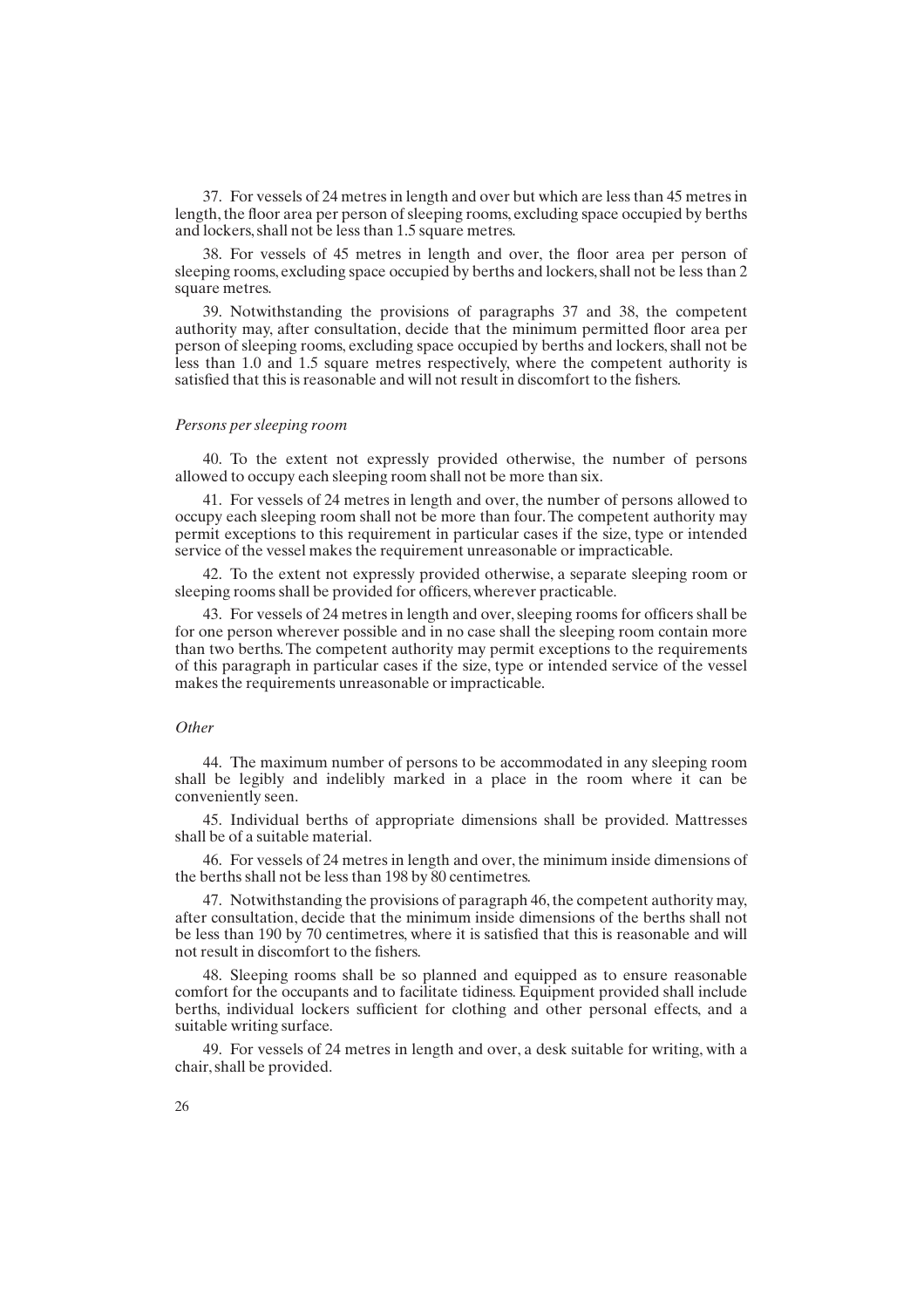37. For vessels of 24 metres in length and over but which are less than 45 metres in length, the floor area per person of sleeping rooms, excluding space occupied by berths and lockers, shall not be less than 1.5 square metres.

38. For vessels of 45 metres in length and over, the floor area per person of sleeping rooms, excluding space occupied by berths and lockers, shall not be less than 2 square metres.

39. Notwithstanding the provisions of paragraphs 37 and 38, the competent authority may, after consultation, decide that the minimum permitted floor area per person of sleeping rooms, excluding space occupied by berths and lockers, shall not be less than 1.0 and 1.5 square metres respectively, where the competent authority is satisfied that this is reasonable and will not result in discomfort to the fishers.

*Persons per sleeping room*

40. To the extent not expressly provided otherwise, the number of persons allowed to occupy each sleeping room shall not be more than six.

41. For vessels of 24 metres in length and over, the number of persons allowed to occupy each sleeping room shall not be more than four. The competent authority may permit exceptions to this requirement in particular cases if the size, type or intended service of the vessel makes the requirement unreasonable or impracticable.

42. To the extent not expressly provided otherwise, a separate sleeping room or sleeping rooms shall be provided for officers, wherever practicable.

43. For vessels of 24 metres in length and over, sleeping rooms for officers shall be for one person wherever possible and in no case shall the sleeping room contain more than two berths. The competent authority may permit exceptions to the requirements of this paragraph in particular cases if the size, type or intended service of the vessel makes the requirements unreasonable or impracticable.

*Other*

44. The maximum number of persons to be accommodated in any sleeping room shall be legibly and indelibly marked in a place in the room where it can be conveniently seen.

45. Individual berths of appropriate dimensions shall be provided. Mattresses shall be of a suitable material.

46. For vessels of 24 metres in length and over, the minimum inside dimensions of the berths shall not be less than 198 by 80 centimetres.

47. Notwithstanding the provisions of paragraph 46, the competent authority may, after consultation, decide that the minimum inside dimensions of the berths shall not be less than 190 by 70 centimetres, where it is satisfied that this is reasonable and will not result in discomfort to the fishers.

48. Sleeping rooms shall be so planned and equipped as to ensure reasonable comfort for the occupants and to facilitate tidiness. Equipment provided shall include berths, individual lockers sufficient for clothing and other personal effects, and a suitable writing surface.

49. For vessels of 24 metres in length and over, a desk suitable for writing, with a chair, shall be provided.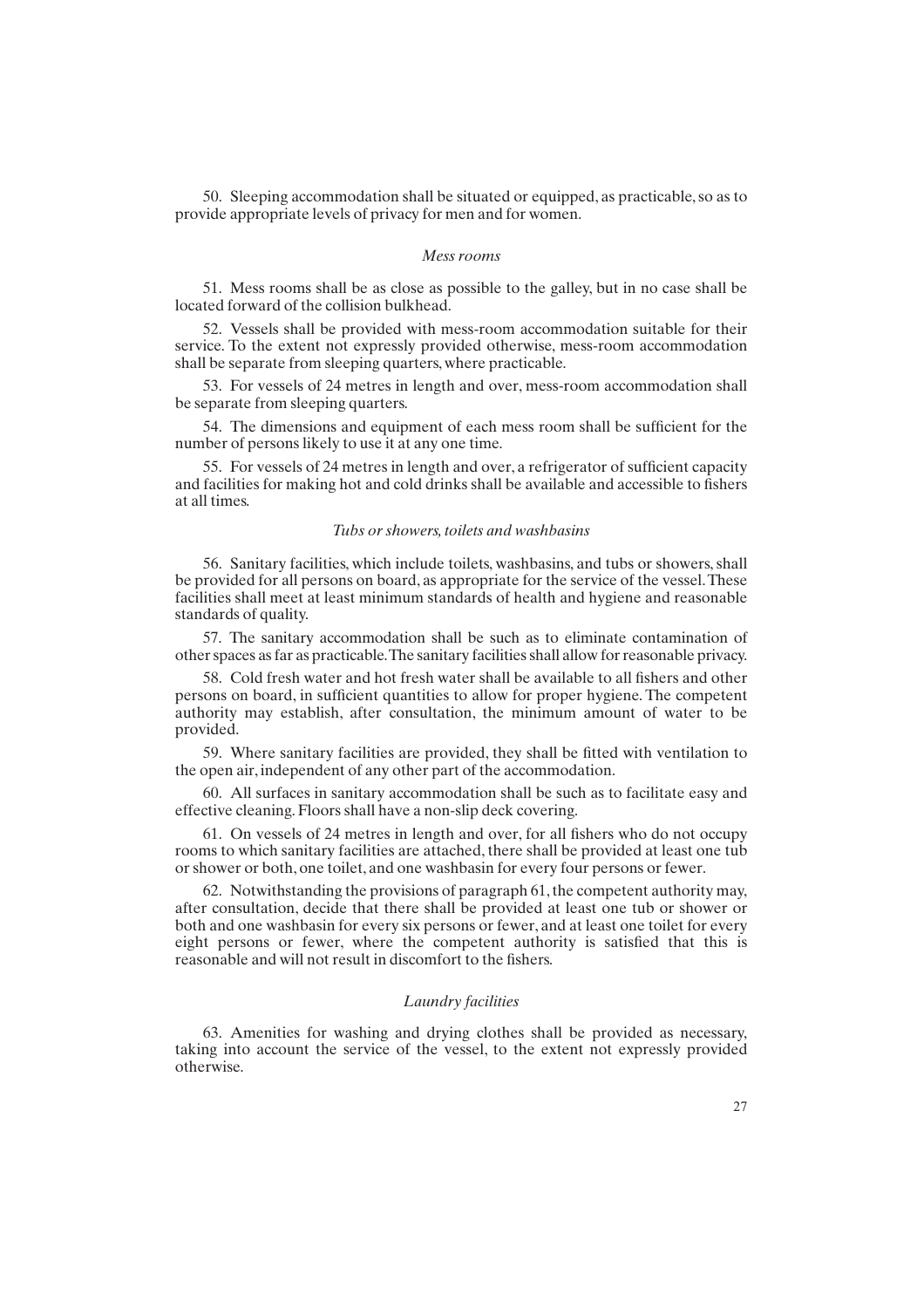50. Sleeping accommodation shall be situated or equipped, as practicable, so as to provide appropriate levels of privacy for men and for women.

*Mess rooms*

51. Mess rooms shall be as close as possible to the galley, but in no case shall be located forward of the collision bulkhead.

52. Vessels shall be provided with mess-room accommodation suitable for their service. To the extent not expressly provided otherwise, mess-room accommodation shall be separate from sleeping quarters, where practicable.

53. For vessels of 24 metres in length and over, mess-room accommodation shall be separate from sleeping quarters.

54. The dimensions and equipment of each mess room shall be sufficient for the number of persons likely to use it at any one time.

55. For vessels of 24 metres in length and over, a refrigerator of sufficient capacity and facilities for making hot and cold drinks shall be available and accessible to fishers at all times.

*Tubs or showers, toilets and washbasins*

56. Sanitary facilities, which include toilets, washbasins, and tubs or showers, shall be provided for all persons on board, as appropriate for the service of the vessel. These facilities shall meet at least minimum standards of health and hygiene and reasonable standards of quality.

57. The sanitary accommodation shall be such as to eliminate contamination of other spaces as far as practicable. The sanitary facilities shall allow for reasonable privacy.

58. Cold fresh water and hot fresh water shall be available to all fishers and other persons on board, in sufficient quantities to allow for proper hygiene. The competent authority may establish, after consultation, the minimum amount of water to be provided.

59. Where sanitary facilities are provided, they shall be fitted with ventilation to the open air, independent of any other part of the accommodation.

60. All surfaces in sanitary accommodation shall be such as to facilitate easy and effective cleaning. Floors shall have a non-slip deck covering.

61. On vessels of 24 metres in length and over, for all fishers who do not occupy rooms to which sanitary facilities are attached, there shall be provided at least one tub or shower or both, one toilet, and one washbasin for every four persons or fewer.

62. Notwithstanding the provisions of paragraph 61, the competent authority may, after consultation, decide that there shall be provided at least one tub or shower or both and one washbasin for every six persons or fewer, and at least one toilet for every eight persons or fewer, where the competent authority is satisfied that this is reasonable and will not result in discomfort to the fishers.

*Laundry facilities*

63. Amenities for washing and drying clothes shall be provided as necessary, taking into account the service of the vessel, to the extent not expressly provided otherwise.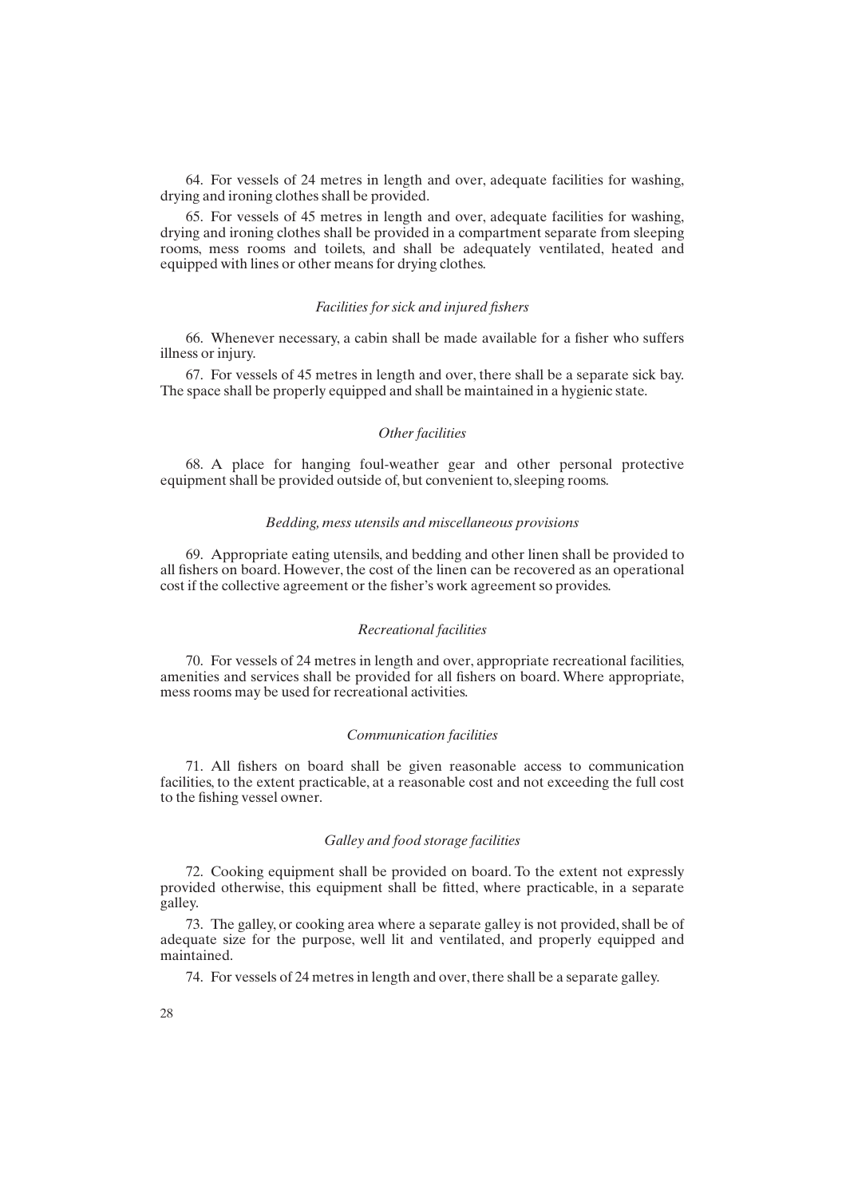64. For vessels of 24 metres in length and over, adequate facilities for washing, drying and ironing clothes shall be provided.

65. For vessels of 45 metres in length and over, adequate facilities for washing, drying and ironing clothes shall be provided in a compartment separate from sleeping rooms, mess rooms and toilets, and shall be adequately ventilated, heated and equipped with lines or other means for drying clothes.

*Facilities for sick and injured fishers*

66. Whenever necessary, a cabin shall be made available for a fisher who suffers illness or injury.

67. For vessels of 45 metres in length and over, there shall be a separate sick bay. The space shall be properly equipped and shall be maintained in a hygienic state.

*Other facilities*

68. A place for hanging foul-weather gear and other personal protective equipment shall be provided outside of, but convenient to, sleeping rooms.

*Bedding, mess utensils and miscellaneous provisions*

69. Appropriate eating utensils, and bedding and other linen shall be provided to all fishers on board. However, the cost of the linen can be recovered as an operational cost if the collective agreement or the fisher's work agreement so provides.

*Recreational facilities*

70. For vessels of 24 metres in length and over, appropriate recreational facilities, amenities and services shall be provided for all fishers on board. Where appropriate, mess rooms may be used for recreational activities.

*Communication facilities*

71. All fishers on board shall be given reasonable access to communication facilities, to the extent practicable, at a reasonable cost and not exceeding the full cost to the fishing vessel owner.

*Galley and food storage facilities*

72. Cooking equipment shall be provided on board. To the extent not expressly provided otherwise, this equipment shall be fitted, where practicable, in a separate galley.

73. The galley, or cooking area where a separate galley is not provided, shall be of adequate size for the purpose, well lit and ventilated, and properly equipped and maintained.

74. For vessels of 24 metres in length and over, there shall be a separate galley.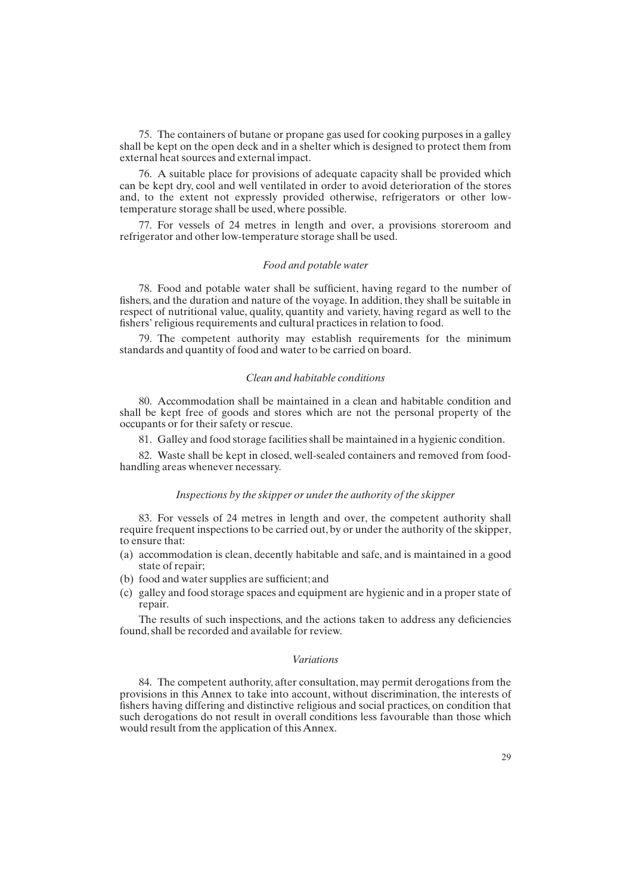75. The containers of butane or propane gas used for cooking purposes in a galley shall be kept on the open deck and in a shelter which is designed to protect them from external heat sources and external impact.

76. A suitable place for provisions of adequate capacity shall be provided which can be kept dry, cool and well ventilated in order to avoid deterioration of the stores and, to the extent not expressly provided otherwise, refrigerators or other low-temperature storage shall be used, where possible.

77. For vessels of 24 metres in length and over, a provisions storeroom and refrigerator and other low-temperature storage shall be used.

*Food and potable water*

78. Food and potable water shall be sufficient, having regard to the number of fishers, and the duration and nature of the voyage. In addition, they shall be suitable in respect of nutritional value, quality, quantity and variety, having regard as well to the fishers' religious requirements and cultural practices in relation to food.

79. The competent authority may establish requirements for the minimum standards and quantity of food and water to be carried on board.

*Clean and habitable conditions*

80. Accommodation shall be maintained in a clean and habitable condition and shall be kept free of goods and stores which are not the personal property of the occupants or for their safety or rescue.

81. Galley and food storage facilities shall be maintained in a hygienic condition.

82. Waste shall be kept in closed, well-sealed containers and removed from food-handling areas whenever necessary.

*Inspections by the skipper or under the authority of the skipper*

83. For vessels of 24 metres in length and over, the competent authority shall require frequent inspections to be carried out, by or under the authority of the skipper, to ensure that:

(a) accommodation is clean, decently habitable and safe, and is maintained in a good state of repair;
(b) food and water supplies are sufficient; and
(c) galley and food storage spaces and equipment are hygienic and in a proper state of repair.

The results of such inspections, and the actions taken to address any deficiencies found, shall be recorded and available for review.

*Variations*

84. The competent authority, after consultation, may permit derogations from the provisions in this Annex to take into account, without discrimination, the interests of fishers having differing and distinctive religious and social practices, on condition that such derogations do not result in overall conditions less favourable than those which would result from the application of this Annex.